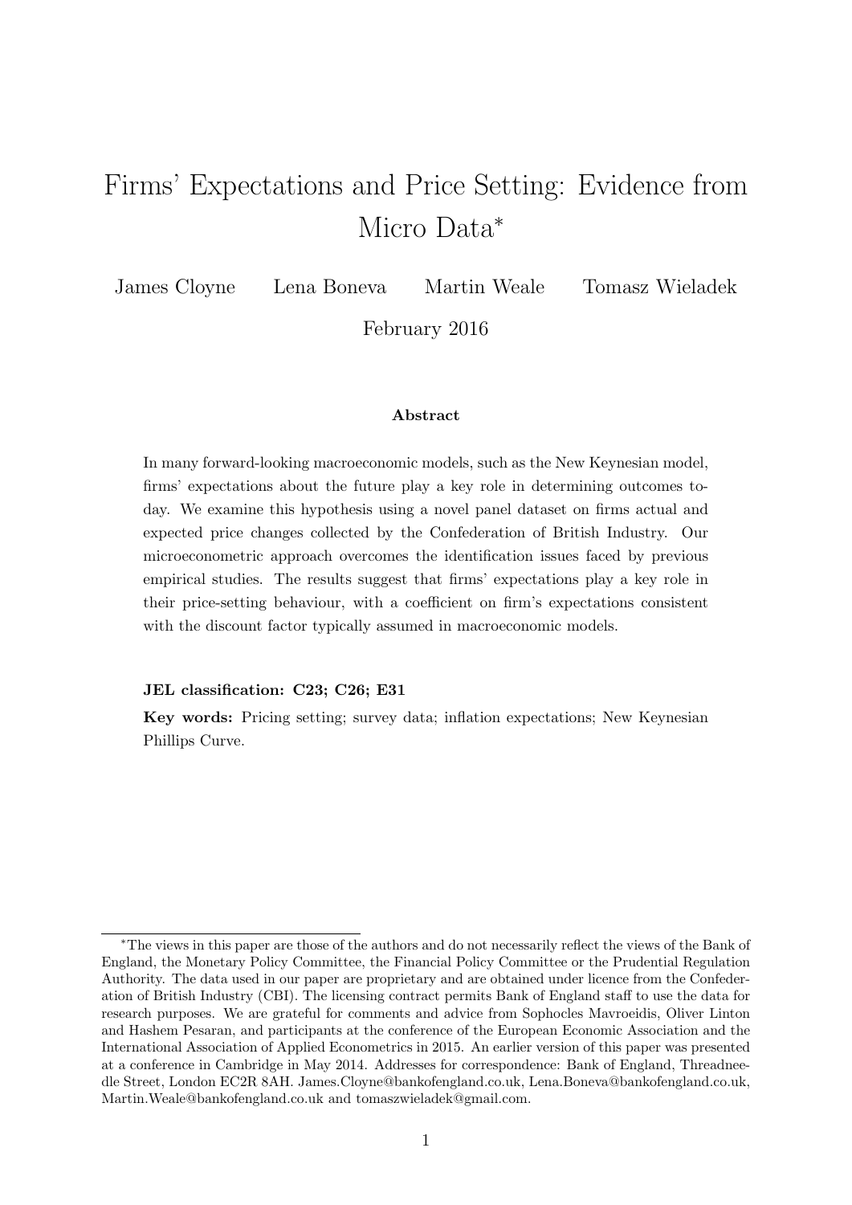# Firms' Expectations and Price Setting: Evidence from Micro Data*

James Cloyne Lena Boneva Martin Weale Tomasz Wieladek

February 2016

### Abstract

In many forward-looking macroeconomic models, such as the New Keynesian model, firms' expectations about the future play a key role in determining outcomes today. We examine this hypothesis using a novel panel dataset on firms actual and expected price changes collected by the Confederation of British Industry. Our microeconometric approach overcomes the identification issues faced by previous empirical studies. The results suggest that firms' expectations play a key role in their price-setting behaviour, with a coefficient on firm's expectations consistent with the discount factor typically assumed in macroeconomic models.

**JEL classification: C23; C26; E31**

**Key words:** Pricing setting; survey data; inflation expectations; New Keynesian Phillips Curve.

---

*The views in this paper are those of the authors and do not necessarily reflect the views of the Bank of England, the Monetary Policy Committee, the Financial Policy Committee or the Prudential Regulation Authority. The data used in our paper are proprietary and are obtained under licence from the Confederation of British Industry (CBI). The licensing contract permits Bank of England staff to use the data for research purposes. We are grateful for comments and advice from Sophocles Mavroeidis, Oliver Linton and Hashem Pesaran, and participants at the conference of the European Economic Association and the International Association of Applied Econometrics in 2015. An earlier version of this paper was presented at a conference in Cambridge in May 2014. Addresses for correspondence: Bank of England, Threadneedle Street, London EC2R 8AH. James.Cloyne@bankofengland.co.uk, Lena.Boneva@bankofengland.co.uk, Martin.Weale@bankofengland.co.uk and tomaszwieladek@gmail.com.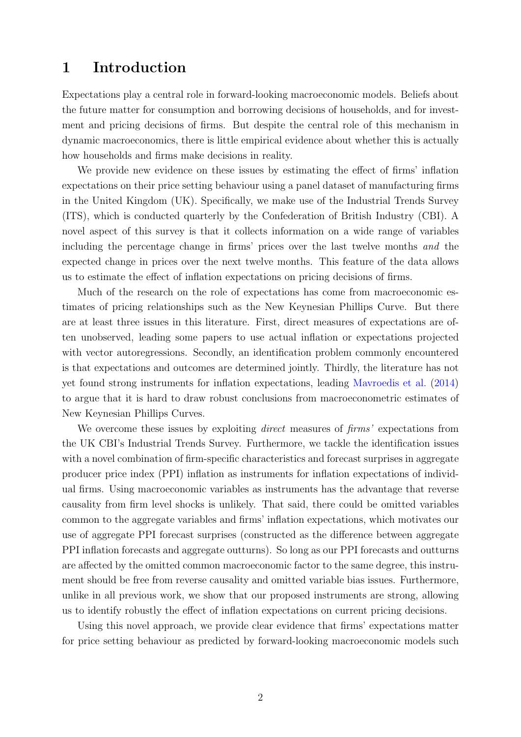# 1 Introduction

Expectations play a central role in forward-looking macroeconomic models. Beliefs about the future matter for consumption and borrowing decisions of households, and for investment and pricing decisions of firms. But despite the central role of this mechanism in dynamic macroeconomics, there is little empirical evidence about whether this is actually how households and firms make decisions in reality.

We provide new evidence on these issues by estimating the effect of firms' inflation expectations on their price setting behaviour using a panel dataset of manufacturing firms in the United Kingdom (UK). Specifically, we make use of the Industrial Trends Survey (ITS), which is conducted quarterly by the Confederation of British Industry (CBI). A novel aspect of this survey is that it collects information on a wide range of variables including the percentage change in firms' prices over the last twelve months *and* the expected change in prices over the next twelve months. This feature of the data allows us to estimate the effect of inflation expectations on pricing decisions of firms.

Much of the research on the role of expectations has come from macroeconomic estimates of pricing relationships such as the New Keynesian Phillips Curve. But there are at least three issues in this literature. First, direct measures of expectations are often unobserved, leading some papers to use actual inflation or expectations projected with vector autoregressions. Secondly, an identification problem commonly encountered is that expectations and outcomes are determined jointly. Thirdly, the literature has not yet found strong instruments for inflation expectations, leading Mavroedis et al. (2014) to argue that it is hard to draw robust conclusions from macroeconometric estimates of New Keynesian Phillips Curves.

We overcome these issues by exploiting *direct* measures of *firms'* expectations from the UK CBI's Industrial Trends Survey. Furthermore, we tackle the identification issues with a novel combination of firm-specific characteristics and forecast surprises in aggregate producer price index (PPI) inflation as instruments for inflation expectations of individual firms. Using macroeconomic variables as instruments has the advantage that reverse causality from firm level shocks is unlikely. That said, there could be omitted variables common to the aggregate variables and firms' inflation expectations, which motivates our use of aggregate PPI forecast surprises (constructed as the difference between aggregate PPI inflation forecasts and aggregate outturns). So long as our PPI forecasts and outturns are affected by the omitted common macroeconomic factor to the same degree, this instrument should be free from reverse causality and omitted variable bias issues. Furthermore, unlike in all previous work, we show that our proposed instruments are strong, allowing us to identify robustly the effect of inflation expectations on current pricing decisions.

Using this novel approach, we provide clear evidence that firms' expectations matter for price setting behaviour as predicted by forward-looking macroeconomic models such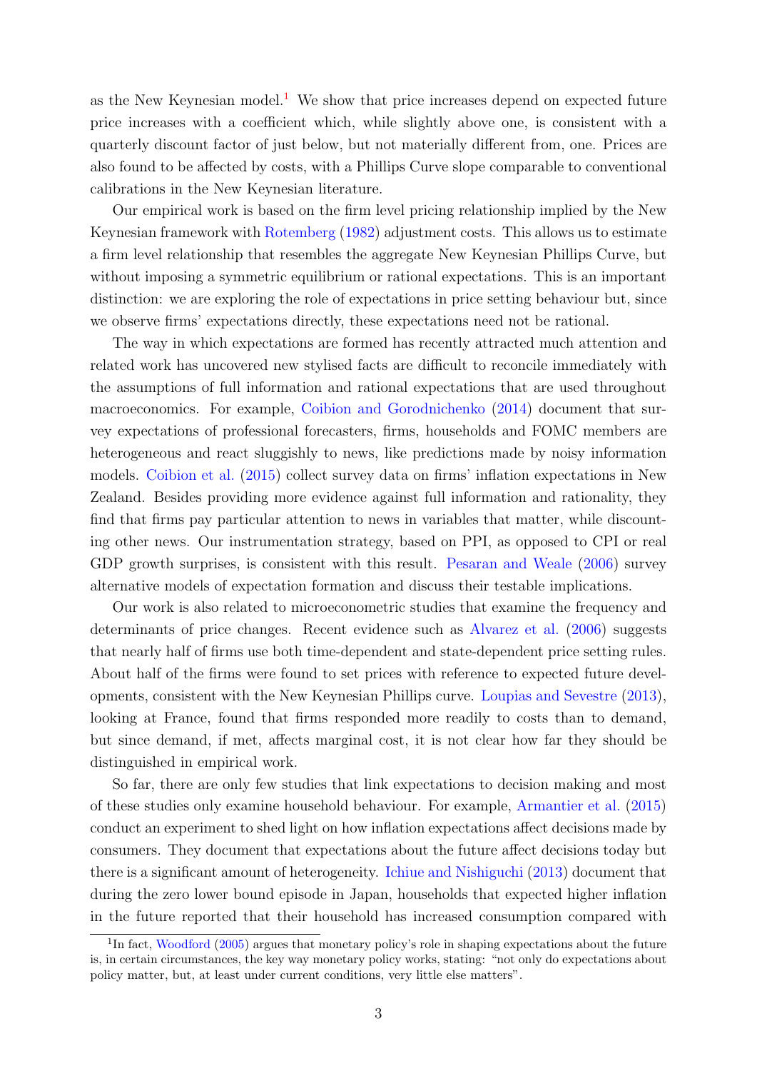as the New Keynesian model.[1] We show that price increases depend on expected future price increases with a coefficient which, while slightly above one, is consistent with a quarterly discount factor of just below, but not materially different from, one. Prices are also found to be affected by costs, with a Phillips Curve slope comparable to conventional calibrations in the New Keynesian literature.

Our empirical work is based on the firm level pricing relationship implied by the New Keynesian framework with Rotemberg (1982) adjustment costs. This allows us to estimate a firm level relationship that resembles the aggregate New Keynesian Phillips Curve, but without imposing a symmetric equilibrium or rational expectations. This is an important distinction: we are exploring the role of expectations in price setting behaviour but, since we observe firms' expectations directly, these expectations need not be rational.

The way in which expectations are formed has recently attracted much attention and related work has uncovered new stylised facts are difficult to reconcile immediately with the assumptions of full information and rational expectations that are used throughout macroeconomics. For example, Coibion and Gorodnichenko (2014) document that survey expectations of professional forecasters, firms, households and FOMC members are heterogeneous and react sluggishly to news, like predictions made by noisy information models. Coibion et al. (2015) collect survey data on firms' inflation expectations in New Zealand. Besides providing more evidence against full information and rationality, they find that firms pay particular attention to news in variables that matter, while discounting other news. Our instrumentation strategy, based on PPI, as opposed to CPI or real GDP growth surprises, is consistent with this result. Pesaran and Weale (2006) survey alternative models of expectation formation and discuss their testable implications.

Our work is also related to microeconometric studies that examine the frequency and determinants of price changes. Recent evidence such as Alvarez et al. (2006) suggests that nearly half of firms use both time-dependent and state-dependent price setting rules. About half of the firms were found to set prices with reference to expected future developments, consistent with the New Keynesian Phillips curve. Loupias and Sevestre (2013), looking at France, found that firms responded more readily to costs than to demand, but since demand, if met, affects marginal cost, it is not clear how far they should be distinguished in empirical work.

So far, there are only few studies that link expectations to decision making and most of these studies only examine household behaviour. For example, Armantier et al. (2015) conduct an experiment to shed light on how inflation expectations affect decisions made by consumers. They document that expectations about the future affect decisions today but there is a significant amount of heterogeneity. Ichiue and Nishiguchi (2013) document that during the zero lower bound episode in Japan, households that expected higher inflation in the future reported that their household has increased consumption compared with

[1] In fact, Woodford (2005) argues that monetary policy's role in shaping expectations about the future is, in certain circumstances, the key way monetary policy works, stating: "not only do expectations about policy matter, but, at least under current conditions, very little else matters".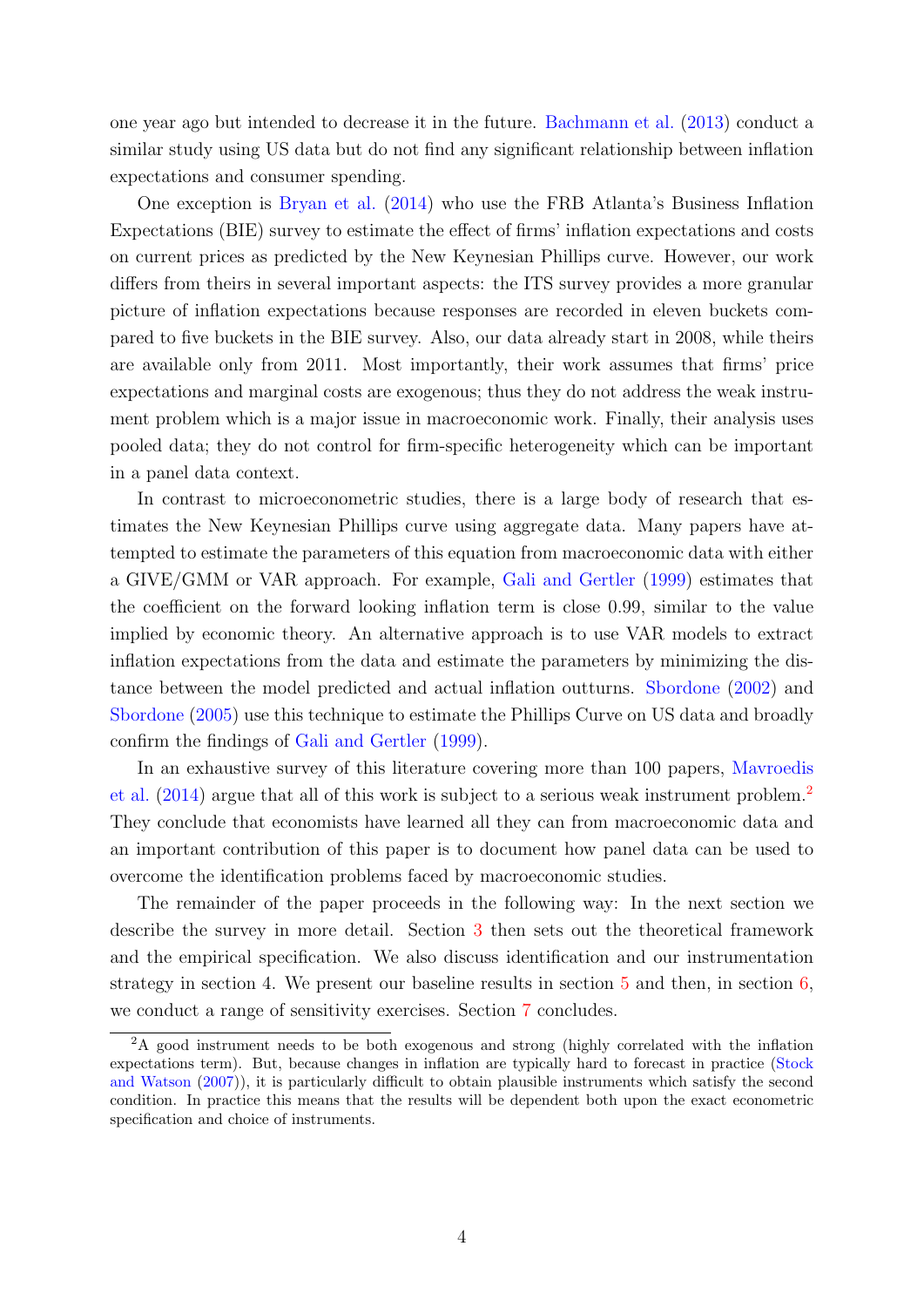one year ago but intended to decrease it in the future. Bachmann et al. (2013) conduct a similar study using US data but do not find any significant relationship between inflation expectations and consumer spending.

One exception is Bryan et al. (2014) who use the FRB Atlanta's Business Inflation Expectations (BIE) survey to estimate the effect of firms' inflation expectations and costs on current prices as predicted by the New Keynesian Phillips curve. However, our work differs from theirs in several important aspects: the ITS survey provides a more granular picture of inflation expectations because responses are recorded in eleven buckets compared to five buckets in the BIE survey. Also, our data already start in 2008, while theirs are available only from 2011. Most importantly, their work assumes that firms' price expectations and marginal costs are exogenous; thus they do not address the weak instrument problem which is a major issue in macroeconomic work. Finally, their analysis uses pooled data; they do not control for firm-specific heterogeneity which can be important in a panel data context.

In contrast to microeconometric studies, there is a large body of research that estimates the New Keynesian Phillips curve using aggregate data. Many papers have attempted to estimate the parameters of this equation from macroeconomic data with either a GIVE/GMM or VAR approach. For example, Gali and Gertler (1999) estimates that the coefficient on the forward looking inflation term is close 0.99, similar to the value implied by economic theory. An alternative approach is to use VAR models to extract inflation expectations from the data and estimate the parameters by minimizing the distance between the model predicted and actual inflation outturns. Sbordone (2002) and Sbordone (2005) use this technique to estimate the Phillips Curve on US data and broadly confirm the findings of Gali and Gertler (1999).

In an exhaustive survey of this literature covering more than 100 papers, Mavroedis et al. (2014) argue that all of this work is subject to a serious weak instrument problem.[2] They conclude that economists have learned all they can from macroeconomic data and an important contribution of this paper is to document how panel data can be used to overcome the identification problems faced by macroeconomic studies.

The remainder of the paper proceeds in the following way: In the next section we describe the survey in more detail. Section 3 then sets out the theoretical framework and the empirical specification. We also discuss identification and our instrumentation strategy in section 4. We present our baseline results in section 5 and then, in section 6, we conduct a range of sensitivity exercises. Section 7 concludes.

[2] A good instrument needs to be both exogenous and strong (highly correlated with the inflation expectations term). But, because changes in inflation are typically hard to forecast in practice (Stock and Watson (2007)), it is particularly difficult to obtain plausible instruments which satisfy the second condition. In practice this means that the results will be dependent both upon the exact econometric specification and choice of instruments.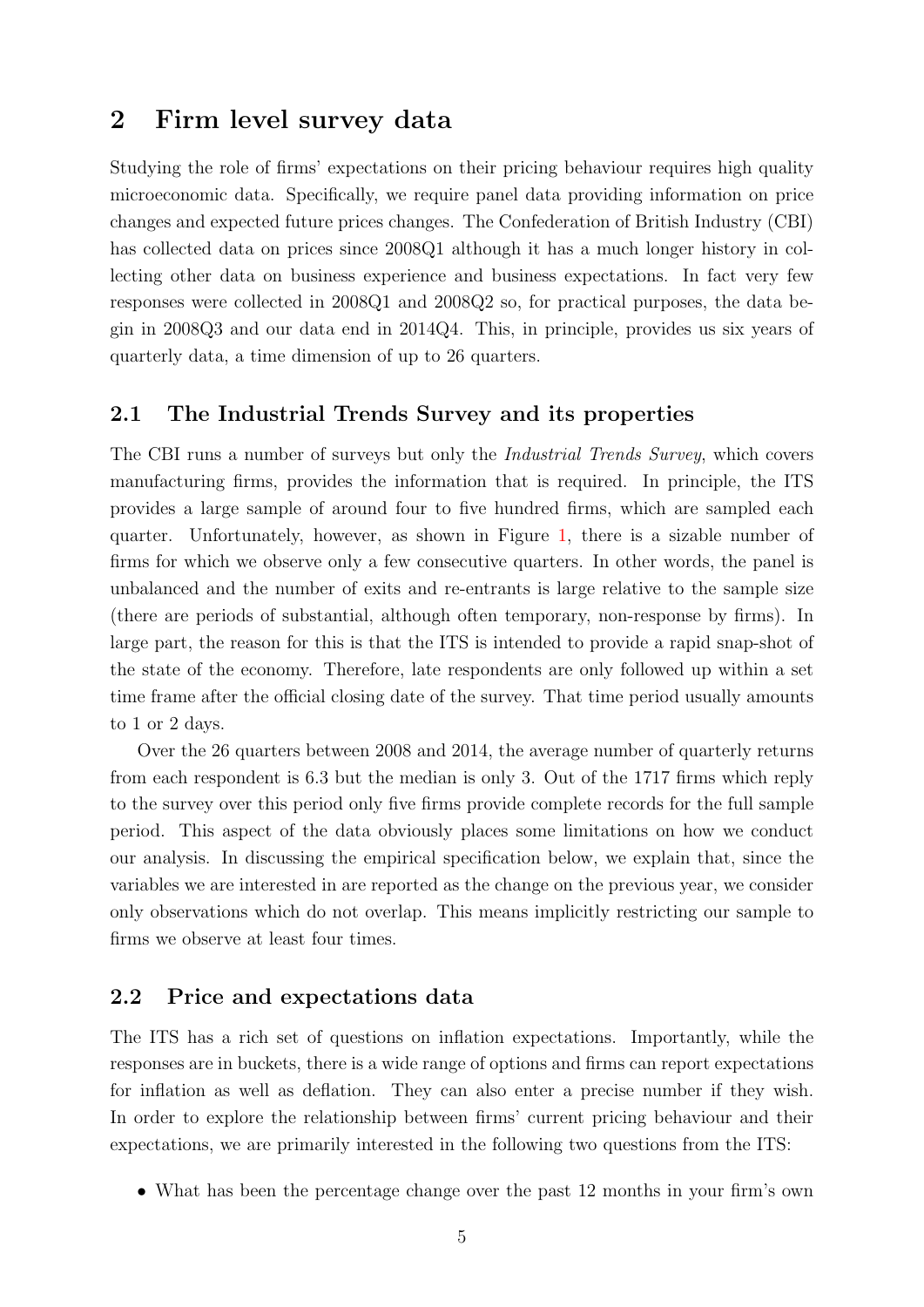## 2 Firm level survey data

Studying the role of firms' expectations on their pricing behaviour requires high quality microeconomic data. Specifically, we require panel data providing information on price changes and expected future prices changes. The Confederation of British Industry (CBI) has collected data on prices since 2008Q1 although it has a much longer history in collecting other data on business experience and business expectations. In fact very few responses were collected in 2008Q1 and 2008Q2 so, for practical purposes, the data begin in 2008Q3 and our data end in 2014Q4. This, in principle, provides us six years of quarterly data, a time dimension of up to 26 quarters.

### 2.1 The Industrial Trends Survey and its properties

The CBI runs a number of surveys but only the *Industrial Trends Survey*, which covers manufacturing firms, provides the information that is required. In principle, the ITS provides a large sample of around four to five hundred firms, which are sampled each quarter. Unfortunately, however, as shown in Figure 1, there is a sizable number of firms for which we observe only a few consecutive quarters. In other words, the panel is unbalanced and the number of exits and re-entrants is large relative to the sample size (there are periods of substantial, although often temporary, non-response by firms). In large part, the reason for this is that the ITS is intended to provide a rapid snap-shot of the state of the economy. Therefore, late respondents are only followed up within a set time frame after the official closing date of the survey. That time period usually amounts to 1 or 2 days.

Over the 26 quarters between 2008 and 2014, the average number of quarterly returns from each respondent is 6.3 but the median is only 3. Out of the 1717 firms which reply to the survey over this period only five firms provide complete records for the full sample period. This aspect of the data obviously places some limitations on how we conduct our analysis. In discussing the empirical specification below, we explain that, since the variables we are interested in are reported as the change on the previous year, we consider only observations which do not overlap. This means implicitly restricting our sample to firms we observe at least four times.

### 2.2 Price and expectations data

The ITS has a rich set of questions on inflation expectations. Importantly, while the responses are in buckets, there is a wide range of options and firms can report expectations for inflation as well as deflation. They can also enter a precise number if they wish. In order to explore the relationship between firms' current pricing behaviour and their expectations, we are primarily interested in the following two questions from the ITS:

- What has been the percentage change over the past 12 months in your firm's own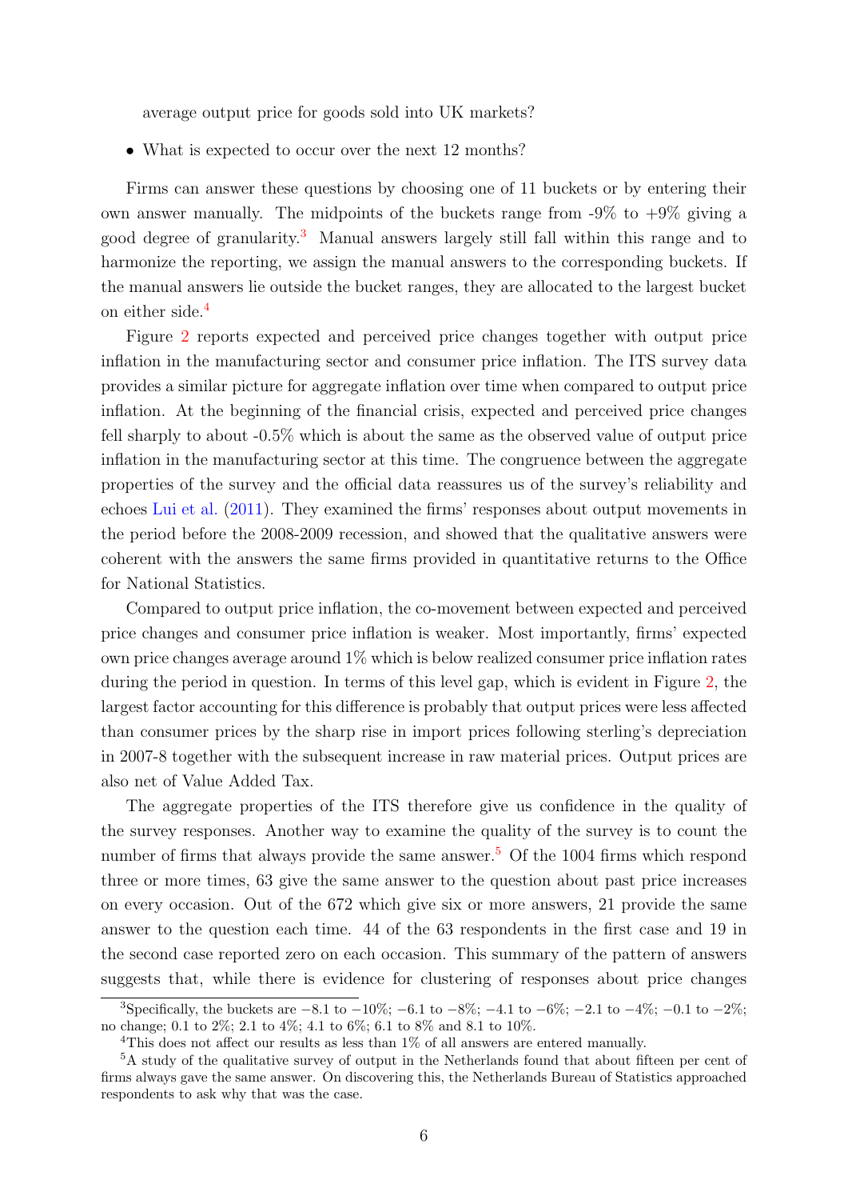average output price for goods sold into UK markets?

- What is expected to occur over the next 12 months?

Firms can answer these questions by choosing one of 11 buckets or by entering their own answer manually. The midpoints of the buckets range from -9% to +9% giving a good degree of granularity.[3] Manual answers largely still fall within this range and to harmonize the reporting, we assign the manual answers to the corresponding buckets. If the manual answers lie outside the bucket ranges, they are allocated to the largest bucket on either side.[4]

Figure 2 reports expected and perceived price changes together with output price inflation in the manufacturing sector and consumer price inflation. The ITS survey data provides a similar picture for aggregate inflation over time when compared to output price inflation. At the beginning of the financial crisis, expected and perceived price changes fell sharply to about -0.5% which is about the same as the observed value of output price inflation in the manufacturing sector at this time. The congruence between the aggregate properties of the survey and the official data reassures us of the survey's reliability and echoes Lui et al. (2011). They examined the firms' responses about output movements in the period before the 2008-2009 recession, and showed that the qualitative answers were coherent with the answers the same firms provided in quantitative returns to the Office for National Statistics.

Compared to output price inflation, the co-movement between expected and perceived price changes and consumer price inflation is weaker. Most importantly, firms' expected own price changes average around 1% which is below realized consumer price inflation rates during the period in question. In terms of this level gap, which is evident in Figure 2, the largest factor accounting for this difference is probably that output prices were less affected than consumer prices by the sharp rise in import prices following sterling's depreciation in 2007-8 together with the subsequent increase in raw material prices. Output prices are also net of Value Added Tax.

The aggregate properties of the ITS therefore give us confidence in the quality of the survey responses. Another way to examine the quality of the survey is to count the number of firms that always provide the same answer.[5] Of the 1004 firms which respond three or more times, 63 give the same answer to the question about past price increases on every occasion. Out of the 672 which give six or more answers, 21 provide the same answer to the question each time. 44 of the 63 respondents in the first case and 19 in the second case reported zero on each occasion. This summary of the pattern of answers suggests that, while there is evidence for clustering of responses about price changes

[3] Specifically, the buckets are $-8.1$ to $-10\%$; $-6.1$ to $-8\%$; $-4.1$ to $-6\%$; $-2.1$ to $-4\%$; $-0.1$ to $-2\%$; no change; 0.1 to 2%; 2.1 to 4%; 4.1 to 6%; 6.1 to 8% and 8.1 to 10%.

[4] This does not affect our results as less than 1% of all answers are entered manually.

[5] A study of the qualitative survey of output in the Netherlands found that about fifteen per cent of firms always gave the same answer. On discovering this, the Netherlands Bureau of Statistics approached respondents to ask why that was the case.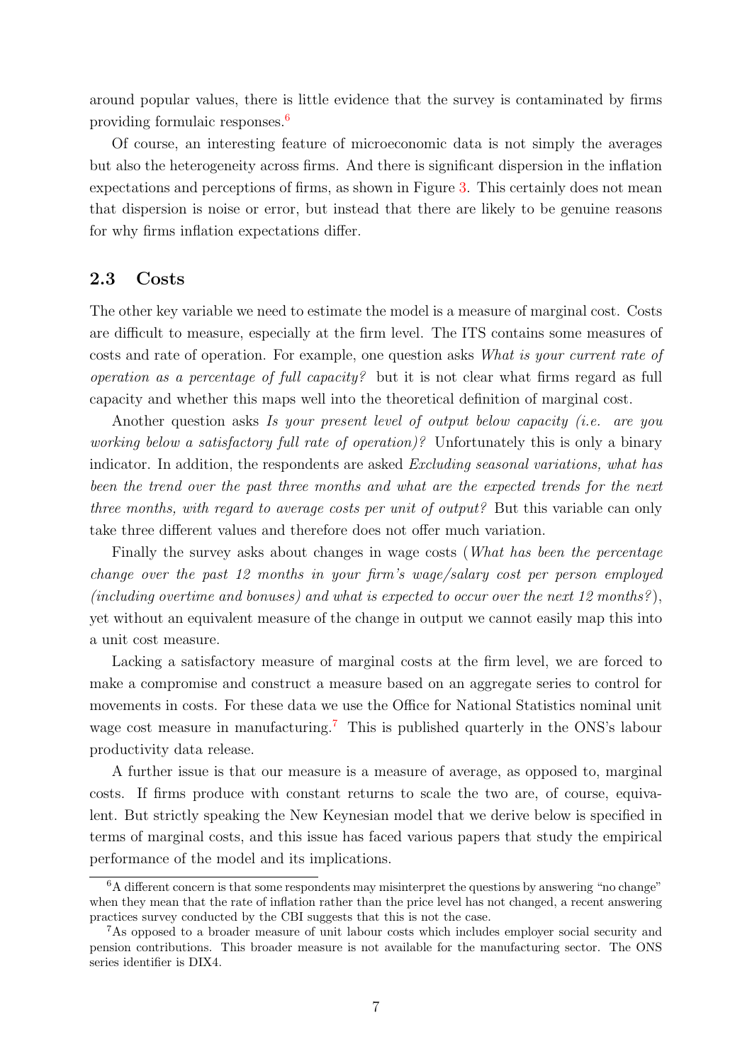around popular values, there is little evidence that the survey is contaminated by firms providing formulaic responses.[6]

Of course, an interesting feature of microeconomic data is not simply the averages but also the heterogeneity across firms. And there is significant dispersion in the inflation expectations and perceptions of firms, as shown in Figure 3. This certainly does not mean that dispersion is noise or error, but instead that there are likely to be genuine reasons for why firms inflation expectations differ.

## 2.3 Costs

The other key variable we need to estimate the model is a measure of marginal cost. Costs are difficult to measure, especially at the firm level. The ITS contains some measures of costs and rate of operation. For example, one question asks *What is your current rate of operation as a percentage of full capacity?* but it is not clear what firms regard as full capacity and whether this maps well into the theoretical definition of marginal cost.

Another question asks *Is your present level of output below capacity (i.e. are you working below a satisfactory full rate of operation)?* Unfortunately this is only a binary indicator. In addition, the respondents are asked *Excluding seasonal variations, what has been the trend over the past three months and what are the expected trends for the next three months, with regard to average costs per unit of output?* But this variable can only take three different values and therefore does not offer much variation.

Finally the survey asks about changes in wage costs (*What has been the percentage change over the past 12 months in your firm's wage/salary cost per person employed (including overtime and bonuses) and what is expected to occur over the next 12 months?*), yet without an equivalent measure of the change in output we cannot easily map this into a unit cost measure.

Lacking a satisfactory measure of marginal costs at the firm level, we are forced to make a compromise and construct a measure based on an aggregate series to control for movements in costs. For these data we use the Office for National Statistics nominal unit wage cost measure in manufacturing.[7] This is published quarterly in the ONS's labour productivity data release.

A further issue is that our measure is a measure of average, as opposed to, marginal costs. If firms produce with constant returns to scale the two are, of course, equivalent. But strictly speaking the New Keynesian model that we derive below is specified in terms of marginal costs, and this issue has faced various papers that study the empirical performance of the model and its implications.

[6] A different concern is that some respondents may misinterpret the questions by answering "no change" when they mean that the rate of inflation rather than the price level has not changed, a recent answering practices survey conducted by the CBI suggests that this is not the case.

[7] As opposed to a broader measure of unit labour costs which includes employer social security and pension contributions. This broader measure is not available for the manufacturing sector. The ONS series identifier is DIX4.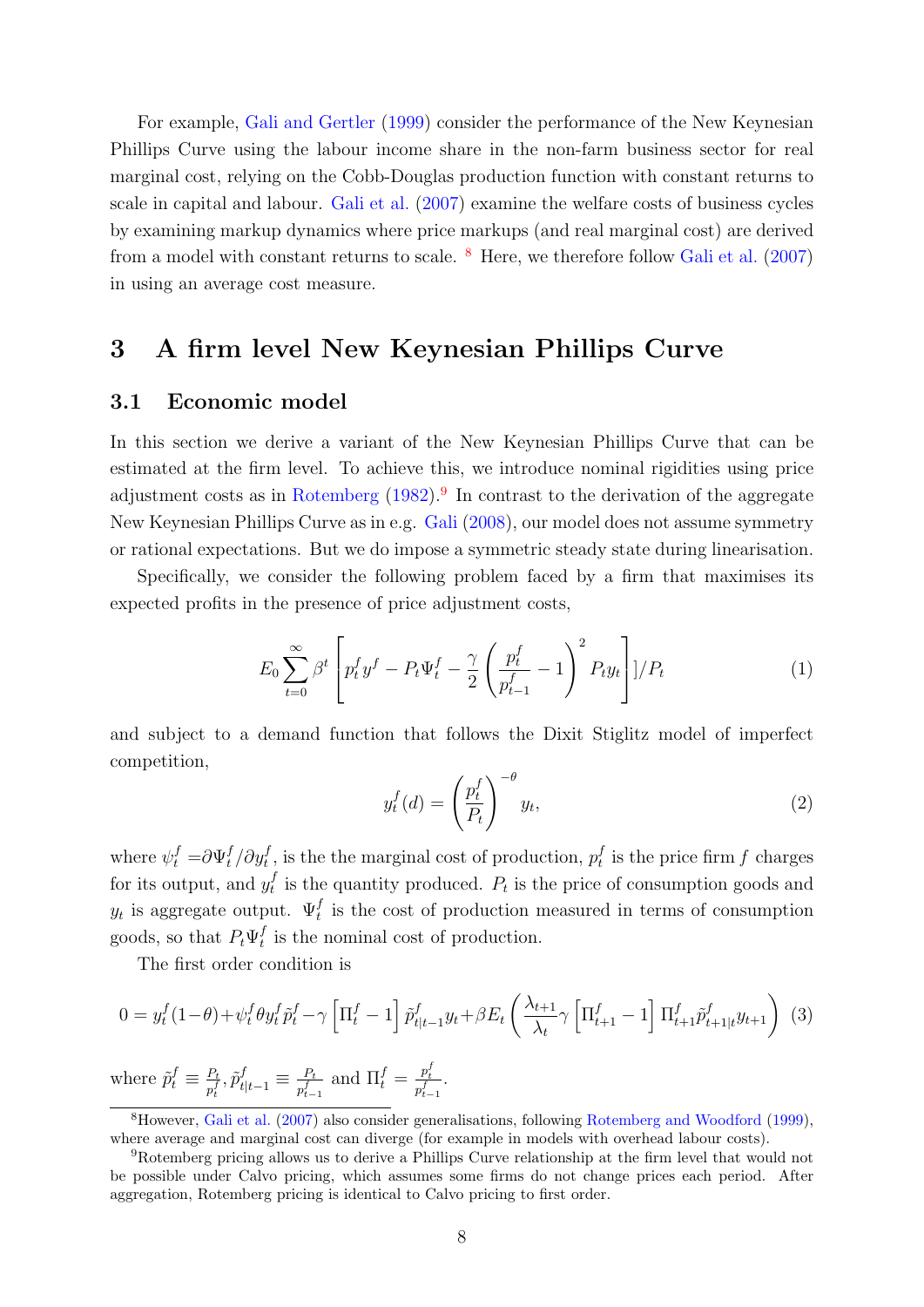For example, Gali and Gertler (1999) consider the performance of the New Keynesian Phillips Curve using the labour income share in the non-farm business sector for real marginal cost, relying on the Cobb-Douglas production function with constant returns to scale in capital and labour. Gali et al. (2007) examine the welfare costs of business cycles by examining markup dynamics where price markups (and real marginal cost) are derived from a model with constant returns to scale. [8] Here, we therefore follow Gali et al. (2007) in using an average cost measure.

# 3 A firm level New Keynesian Phillips Curve

## 3.1 Economic model

In this section we derive a variant of the New Keynesian Phillips Curve that can be estimated at the firm level. To achieve this, we introduce nominal rigidities using price adjustment costs as in Rotemberg (1982).[9] In contrast to the derivation of the aggregate New Keynesian Phillips Curve as in e.g. Gali (2008), our model does not assume symmetry or rational expectations. But we do impose a symmetric steady state during linearisation.

Specifically, we consider the following problem faced by a firm that maximises its expected profits in the presence of price adjustment costs,

$$E_0 \sum_{t=0}^{\infty} \beta^t \left[ p_t^f y^f - P_t \Psi_t^f - \frac{\gamma}{2} \left( \frac{p_t^f}{p_{t-1}^f} - 1 \right)^2 P_t y_t \right] ]/P_t \tag{1}$$

and subject to a demand function that follows the Dixit Stiglitz model of imperfect competition,

$$y_t^f(d) = \left( \frac{p_t^f}{P_t} \right)^{-\theta} y_t, \tag{2}$$

where $\psi_t^f = \partial \Psi_t^f / \partial y_t^f$, is the the marginal cost of production, $p_t^f$ is the price firm $f$ charges for its output, and $y_t^f$ is the quantity produced. $P_t$ is the price of consumption goods and $y_t$ is aggregate output. $\Psi_t^f$ is the cost of production measured in terms of consumption goods, so that $P_t \Psi_t^f$ is the nominal cost of production.

The first order condition is

$$0 = y_t^f(1-\theta) + \psi_t^f \theta y_t^f \tilde{p}_t^f - \gamma \left[ \Pi_t^f - 1 \right] \tilde{p}_{t|t-1}^f y_t + \beta E_t \left( \frac{\lambda_{t+1}}{\lambda_t} \gamma \left[ \Pi_{t+1}^f - 1 \right] \Pi_{t+1}^f \tilde{p}_{t+1|t}^f y_{t+1} \right) \tag{3}$$

where $\tilde{p}_t^f \equiv \frac{P_t}{p_t^f}, \tilde{p}_{t|t-1}^f \equiv \frac{P_t}{p_{t-1}^f}$ and $\Pi_t^f = \frac{p_t^f}{p_{t-1}^f}$.

[8] However, Gali et al. (2007) also consider generalisations, following Rotemberg and Woodford (1999), where average and marginal cost can diverge (for example in models with overhead labour costs).

[9] Rotemberg pricing allows us to derive a Phillips Curve relationship at the firm level that would not be possible under Calvo pricing, which assumes some firms do not change prices each period. After aggregation, Rotemberg pricing is identical to Calvo pricing to first order.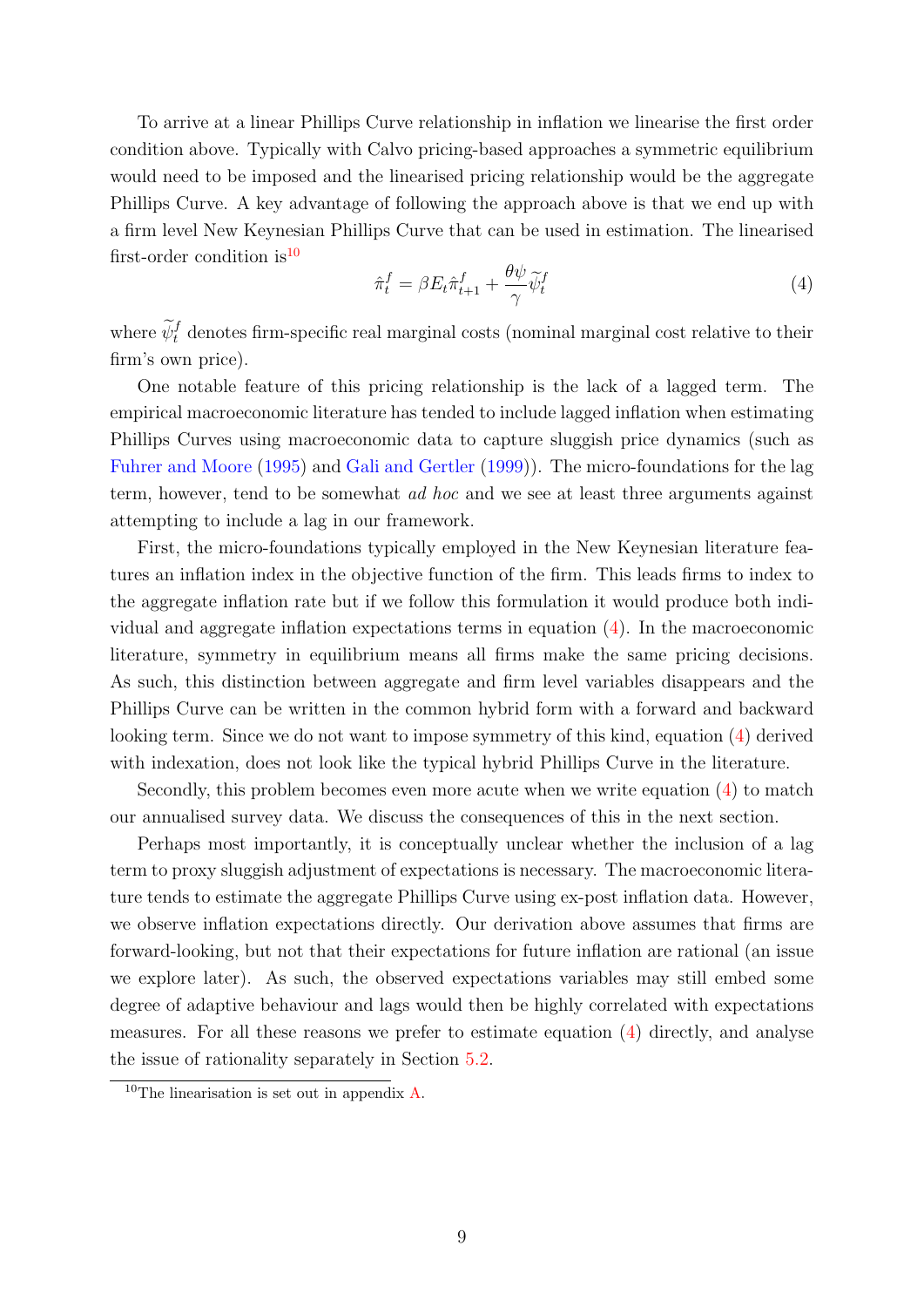To arrive at a linear Phillips Curve relationship in inflation we linearise the first order condition above. Typically with Calvo pricing-based approaches a symmetric equilibrium would need to be imposed and the linearised pricing relationship would be the aggregate Phillips Curve. A key advantage of following the approach above is that we end up with a firm level New Keynesian Phillips Curve that can be used in estimation. The linearised first-order condition is[10]

$$\hat{\pi}_t^f = \beta E_t \hat{\pi}_{t+1}^f + \frac{\theta \psi}{\gamma} \widetilde{\psi}_t^f \tag{4}$$

where $\widetilde{\psi}_t^f$ denotes firm-specific real marginal costs (nominal marginal cost relative to their firm's own price).

One notable feature of this pricing relationship is the lack of a lagged term. The empirical macroeconomic literature has tended to include lagged inflation when estimating Phillips Curves using macroeconomic data to capture sluggish price dynamics (such as Fuhrer and Moore (1995) and Gali and Gertler (1999)). The micro-foundations for the lag term, however, tend to be somewhat *ad hoc* and we see at least three arguments against attempting to include a lag in our framework.

First, the micro-foundations typically employed in the New Keynesian literature features an inflation index in the objective function of the firm. This leads firms to index to the aggregate inflation rate but if we follow this formulation it would produce both individual and aggregate inflation expectations terms in equation (4). In the macroeconomic literature, symmetry in equilibrium means all firms make the same pricing decisions. As such, this distinction between aggregate and firm level variables disappears and the Phillips Curve can be written in the common hybrid form with a forward and backward looking term. Since we do not want to impose symmetry of this kind, equation (4) derived with indexation, does not look like the typical hybrid Phillips Curve in the literature.

Secondly, this problem becomes even more acute when we write equation (4) to match our annualised survey data. We discuss the consequences of this in the next section.

Perhaps most importantly, it is conceptually unclear whether the inclusion of a lag term to proxy sluggish adjustment of expectations is necessary. The macroeconomic literature tends to estimate the aggregate Phillips Curve using ex-post inflation data. However, we observe inflation expectations directly. Our derivation above assumes that firms are forward-looking, but not that their expectations for future inflation are rational (an issue we explore later). As such, the observed expectations variables may still embed some degree of adaptive behaviour and lags would then be highly correlated with expectations measures. For all these reasons we prefer to estimate equation (4) directly, and analyse the issue of rationality separately in Section 5.2.

[10] The linearisation is set out in appendix A.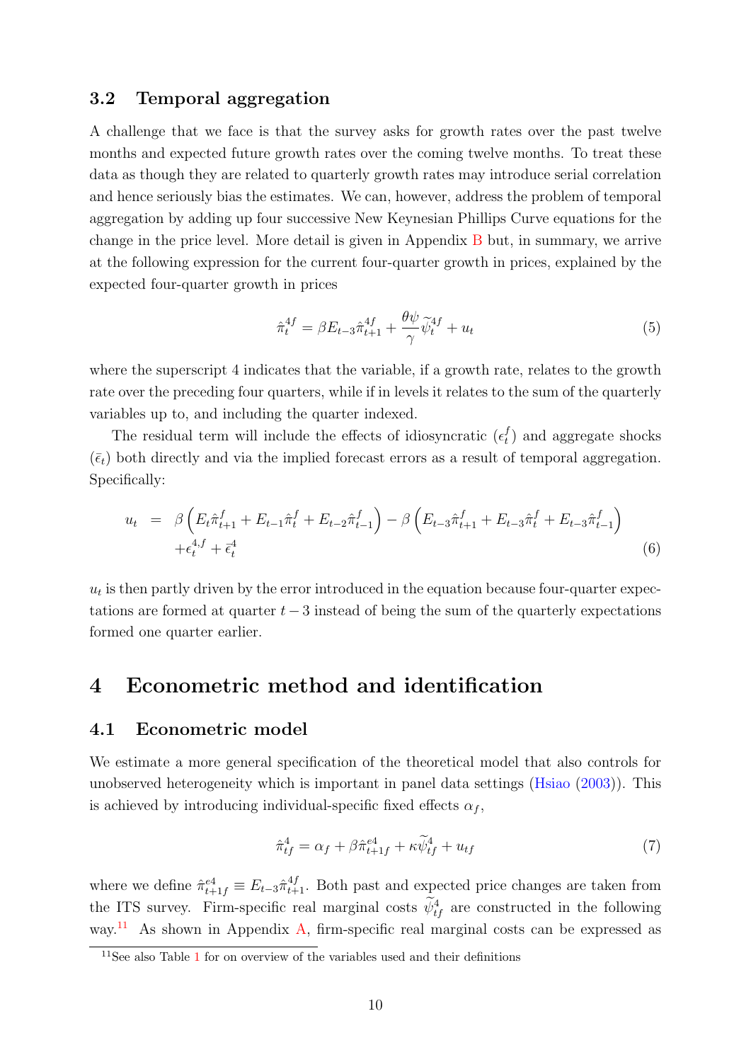### 3.2 Temporal aggregation

A challenge that we face is that the survey asks for growth rates over the past twelve months and expected future growth rates over the coming twelve months. To treat these data as though they are related to quarterly growth rates may introduce serial correlation and hence seriously bias the estimates. We can, however, address the problem of temporal aggregation by adding up four successive New Keynesian Phillips Curve equations for the change in the price level. More detail is given in Appendix B but, in summary, we arrive at the following expression for the current four-quarter growth in prices, explained by the expected four-quarter growth in prices

$$\hat{\pi}_t^{4f} = \beta E_{t-3}\hat{\pi}_{t+1}^{4f} + \frac{\theta\psi}{\gamma}\widetilde{\psi}_t^{4f} + u_t \tag{5}$$

where the superscript 4 indicates that the variable, if a growth rate, relates to the growth rate over the preceding four quarters, while if in levels it relates to the sum of the quarterly variables up to, and including the quarter indexed.

The residual term will include the effects of idiosyncratic ($\epsilon_t^f$) and aggregate shocks ($\bar{\epsilon}_t$) both directly and via the implied forecast errors as a result of temporal aggregation. Specifically:

$$\begin{aligned} u_t &= \beta\left(E_t\hat{\pi}_{t+1}^f + E_{t-1}\hat{\pi}_t^f + E_{t-2}\hat{\pi}_{t-1}^f\right) - \beta\left(E_{t-3}\hat{\pi}_{t+1}^f + E_{t-3}\hat{\pi}_t^f + E_{t-3}\hat{\pi}_{t-1}^f\right) \\ &\quad + \epsilon_t^{4,f} + \bar{\epsilon}_t^4 \end{aligned} \tag{6}$$

$u_t$ is then partly driven by the error introduced in the equation because four-quarter expectations are formed at quarter $t-3$ instead of being the sum of the quarterly expectations formed one quarter earlier.

# 4 Econometric method and identification

## 4.1 Econometric model

We estimate a more general specification of the theoretical model that also controls for unobserved heterogeneity which is important in panel data settings (Hsiao (2003)). This is achieved by introducing individual-specific fixed effects $\alpha_f$,

$$\hat{\pi}_{tf}^4 = \alpha_f + \beta\hat{\pi}_{t+1f}^{e4} + \kappa\widetilde{\psi}_{tf}^4 + u_{tf} \tag{7}$$

where we define $\hat{\pi}_{t+1f}^{e4} \equiv E_{t-3}\hat{\pi}_{t+1}^{4f}$. Both past and expected price changes are taken from the ITS survey. Firm-specific real marginal costs $\widetilde{\psi}_{tf}^4$ are constructed in the following way.[11] As shown in Appendix A, firm-specific real marginal costs can be expressed as

[11] See also Table 1 for on overview of the variables used and their definitions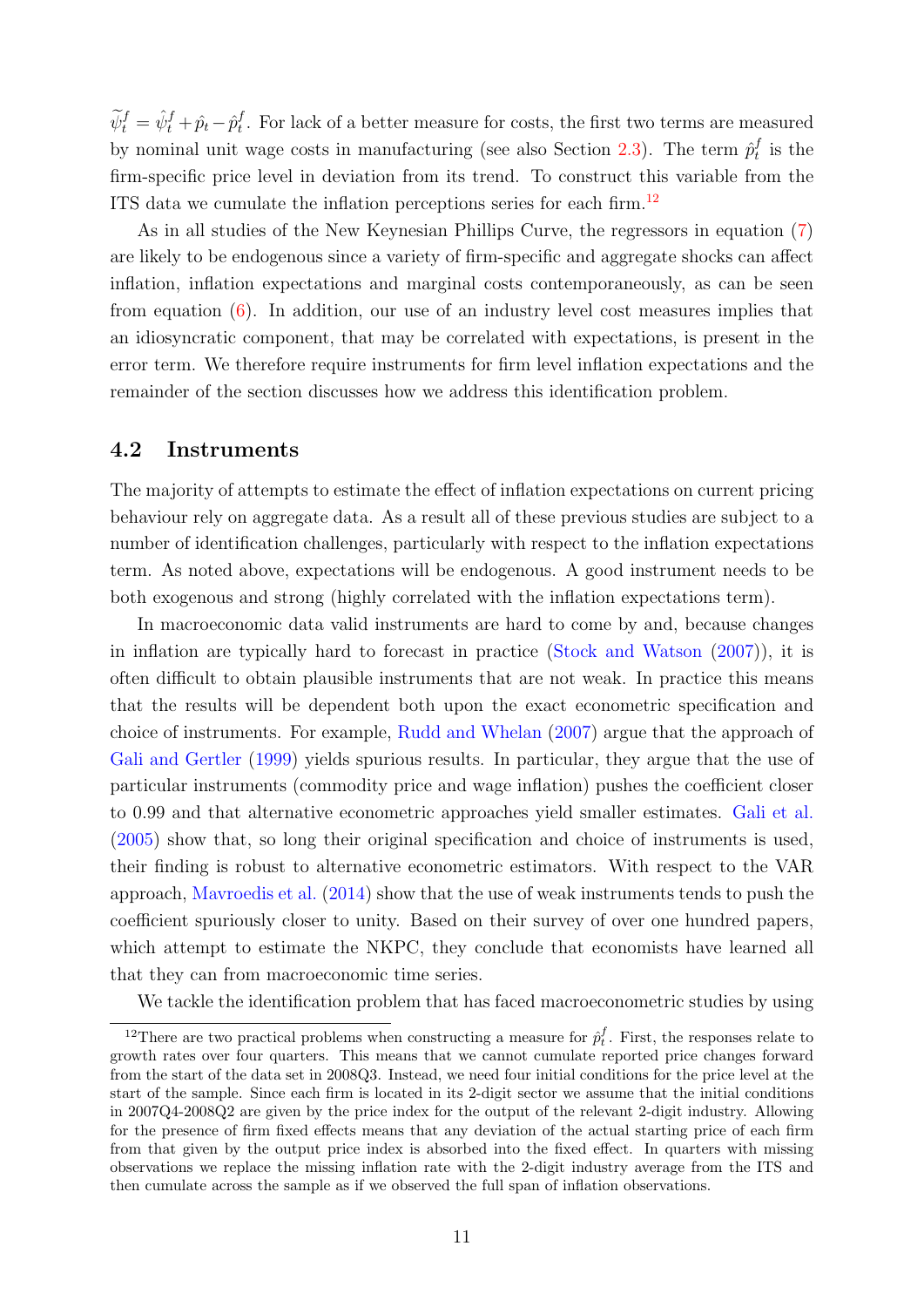$\widetilde{\psi}_t^f = \hat{\psi}_t^f + \hat{p}_t - \hat{p}_t^f$. For lack of a better measure for costs, the first two terms are measured by nominal unit wage costs in manufacturing (see also Section 2.3). The term $\hat{p}_t^f$ is the firm-specific price level in deviation from its trend. To construct this variable from the ITS data we cumulate the inflation perceptions series for each firm.[12]

As in all studies of the New Keynesian Phillips Curve, the regressors in equation (7) are likely to be endogenous since a variety of firm-specific and aggregate shocks can affect inflation, inflation expectations and marginal costs contemporaneously, as can be seen from equation (6). In addition, our use of an industry level cost measures implies that an idiosyncratic component, that may be correlated with expectations, is present in the error term. We therefore require instruments for firm level inflation expectations and the remainder of the section discusses how we address this identification problem.

## 4.2 Instruments

The majority of attempts to estimate the effect of inflation expectations on current pricing behaviour rely on aggregate data. As a result all of these previous studies are subject to a number of identification challenges, particularly with respect to the inflation expectations term. As noted above, expectations will be endogenous. A good instrument needs to be both exogenous and strong (highly correlated with the inflation expectations term).

In macroeconomic data valid instruments are hard to come by and, because changes in inflation are typically hard to forecast in practice (Stock and Watson (2007)), it is often difficult to obtain plausible instruments that are not weak. In practice this means that the results will be dependent both upon the exact econometric specification and choice of instruments. For example, Rudd and Whelan (2007) argue that the approach of Gali and Gertler (1999) yields spurious results. In particular, they argue that the use of particular instruments (commodity price and wage inflation) pushes the coefficient closer to 0.99 and that alternative econometric approaches yield smaller estimates. Gali et al. (2005) show that, so long their original specification and choice of instruments is used, their finding is robust to alternative econometric estimators. With respect to the VAR approach, Mavroedis et al. (2014) show that the use of weak instruments tends to push the coefficient spuriously closer to unity. Based on their survey of over one hundred papers, which attempt to estimate the NKPC, they conclude that economists have learned all that they can from macroeconomic time series.

We tackle the identification problem that has faced macroeconometric studies by using

[12]There are two practical problems when constructing a measure for $\hat{p}_t^f$. First, the responses relate to growth rates over four quarters. This means that we cannot cumulate reported price changes forward from the start of the data set in 2008Q3. Instead, we need four initial conditions for the price level at the start of the sample. Since each firm is located in its 2-digit sector we assume that the initial conditions in 2007Q4-2008Q2 are given by the price index for the output of the relevant 2-digit industry. Allowing for the presence of firm fixed effects means that any deviation of the actual starting price of each firm from that given by the output price index is absorbed into the fixed effect. In quarters with missing observations we replace the missing inflation rate with the 2-digit industry average from the ITS and then cumulate across the sample as if we observed the full span of inflation observations.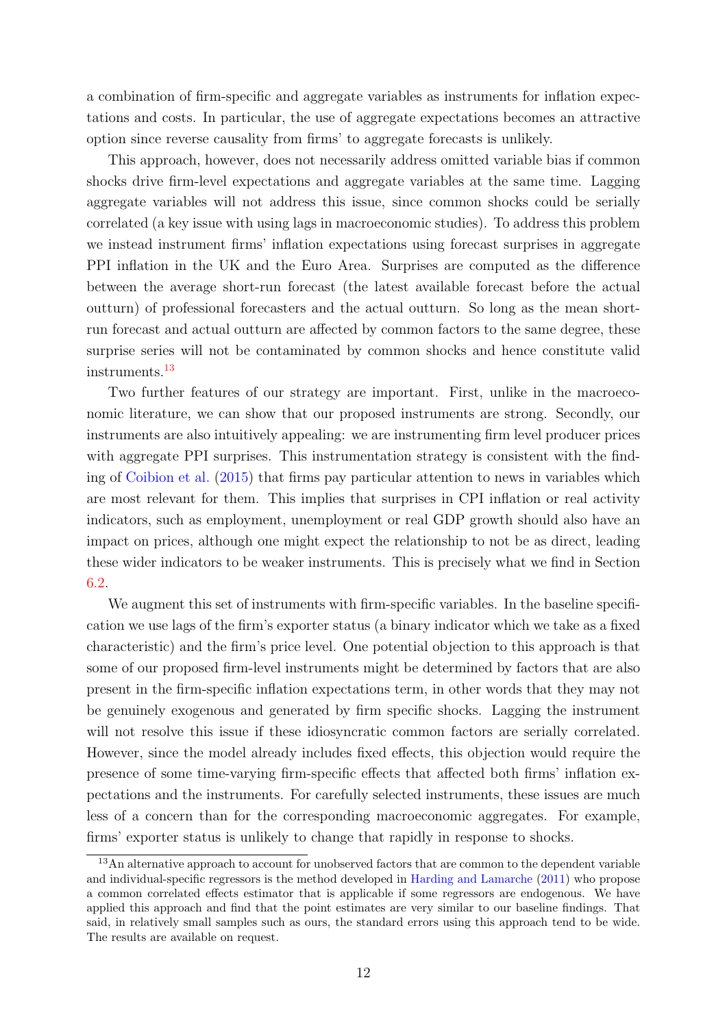a combination of firm-specific and aggregate variables as instruments for inflation expectations and costs. In particular, the use of aggregate expectations becomes an attractive option since reverse causality from firms' to aggregate forecasts is unlikely.

This approach, however, does not necessarily address omitted variable bias if common shocks drive firm-level expectations and aggregate variables at the same time. Lagging aggregate variables will not address this issue, since common shocks could be serially correlated (a key issue with using lags in macroeconomic studies). To address this problem we instead instrument firms' inflation expectations using forecast surprises in aggregate PPI inflation in the UK and the Euro Area. Surprises are computed as the difference between the average short-run forecast (the latest available forecast before the actual outturn) of professional forecasters and the actual outturn. So long as the mean short-run forecast and actual outturn are affected by common factors to the same degree, these surprise series will not be contaminated by common shocks and hence constitute valid instruments.[13]

Two further features of our strategy are important. First, unlike in the macroeconomic literature, we can show that our proposed instruments are strong. Secondly, our instruments are also intuitively appealing: we are instrumenting firm level producer prices with aggregate PPI surprises. This instrumentation strategy is consistent with the finding of Coibion et al. (2015) that firms pay particular attention to news in variables which are most relevant for them. This implies that surprises in CPI inflation or real activity indicators, such as employment, unemployment or real GDP growth should also have an impact on prices, although one might expect the relationship to not be as direct, leading these wider indicators to be weaker instruments. This is precisely what we find in Section 6.2.

We augment this set of instruments with firm-specific variables. In the baseline specification we use lags of the firm's exporter status (a binary indicator which we take as a fixed characteristic) and the firm's price level. One potential objection to this approach is that some of our proposed firm-level instruments might be determined by factors that are also present in the firm-specific inflation expectations term, in other words that they may not be genuinely exogenous and generated by firm specific shocks. Lagging the instrument will not resolve this issue if these idiosyncratic common factors are serially correlated. However, since the model already includes fixed effects, this objection would require the presence of some time-varying firm-specific effects that affected both firms' inflation expectations and the instruments. For carefully selected instruments, these issues are much less of a concern than for the corresponding macroeconomic aggregates. For example, firms' exporter status is unlikely to change that rapidly in response to shocks.

[13] An alternative approach to account for unobserved factors that are common to the dependent variable and individual-specific regressors is the method developed in Harding and Lamarche (2011) who propose a common correlated effects estimator that is applicable if some regressors are endogenous. We have applied this approach and find that the point estimates are very similar to our baseline findings. That said, in relatively small samples such as ours, the standard errors using this approach tend to be wide. The results are available on request.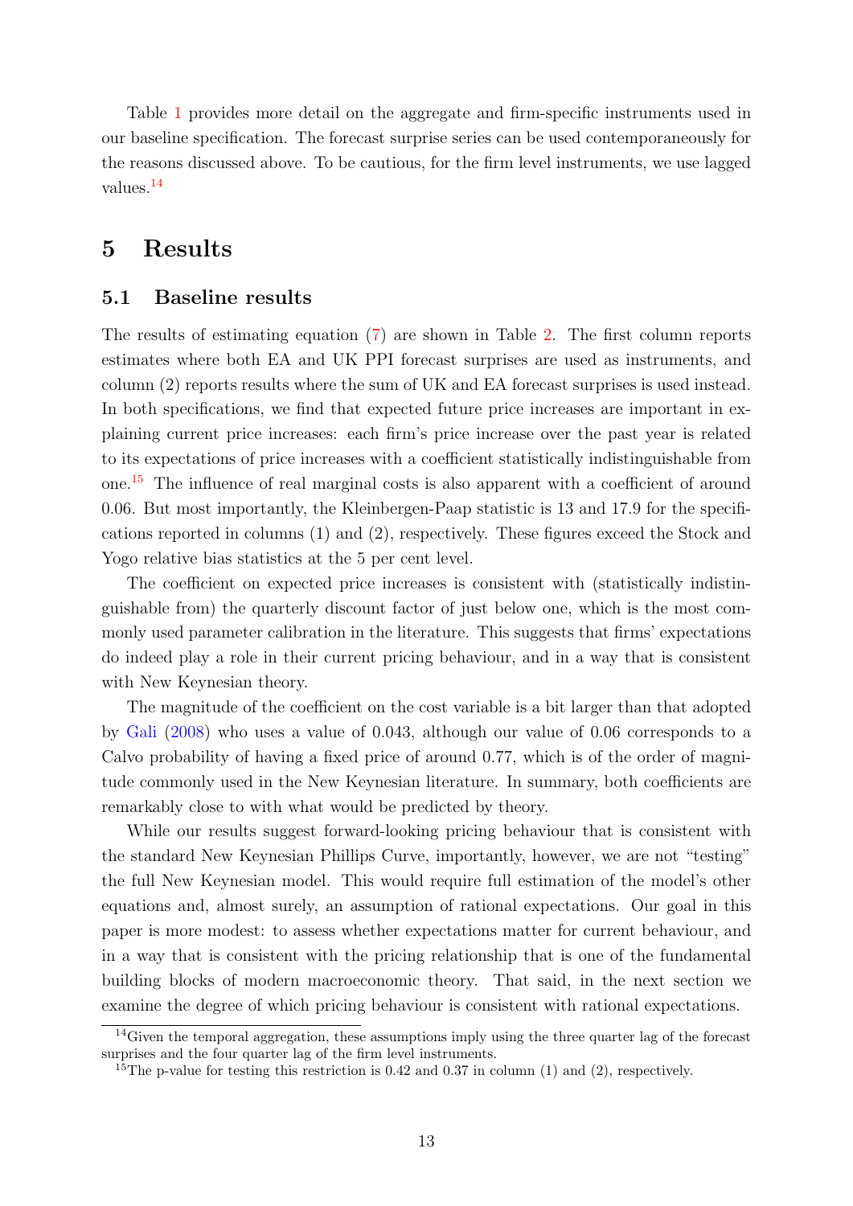Table 1 provides more detail on the aggregate and firm-specific instruments used in our baseline specification. The forecast surprise series can be used contemporaneously for the reasons discussed above. To be cautious, for the firm level instruments, we use lagged values.[14]

# 5 Results

## 5.1 Baseline results

The results of estimating equation (7) are shown in Table 2. The first column reports estimates where both EA and UK PPI forecast surprises are used as instruments, and column (2) reports results where the sum of UK and EA forecast surprises is used instead. In both specifications, we find that expected future price increases are important in explaining current price increases: each firm's price increase over the past year is related to its expectations of price increases with a coefficient statistically indistinguishable from one.[15] The influence of real marginal costs is also apparent with a coefficient of around 0.06. But most importantly, the Kleinbergen-Paap statistic is 13 and 17.9 for the specifications reported in columns (1) and (2), respectively. These figures exceed the Stock and Yogo relative bias statistics at the 5 per cent level.

The coefficient on expected price increases is consistent with (statistically indistinguishable from) the quarterly discount factor of just below one, which is the most commonly used parameter calibration in the literature. This suggests that firms' expectations do indeed play a role in their current pricing behaviour, and in a way that is consistent with New Keynesian theory.

The magnitude of the coefficient on the cost variable is a bit larger than that adopted by Gali (2008) who uses a value of 0.043, although our value of 0.06 corresponds to a Calvo probability of having a fixed price of around 0.77, which is of the order of magnitude commonly used in the New Keynesian literature. In summary, both coefficients are remarkably close to with what would be predicted by theory.

While our results suggest forward-looking pricing behaviour that is consistent with the standard New Keynesian Phillips Curve, importantly, however, we are not "testing" the full New Keynesian model. This would require full estimation of the model's other equations and, almost surely, an assumption of rational expectations. Our goal in this paper is more modest: to assess whether expectations matter for current behaviour, and in a way that is consistent with the pricing relationship that is one of the fundamental building blocks of modern macroeconomic theory. That said, in the next section we examine the degree of which pricing behaviour is consistent with rational expectations.

[14] Given the temporal aggregation, these assumptions imply using the three quarter lag of the forecast surprises and the four quarter lag of the firm level instruments.

[15] The p-value for testing this restriction is 0.42 and 0.37 in column (1) and (2), respectively.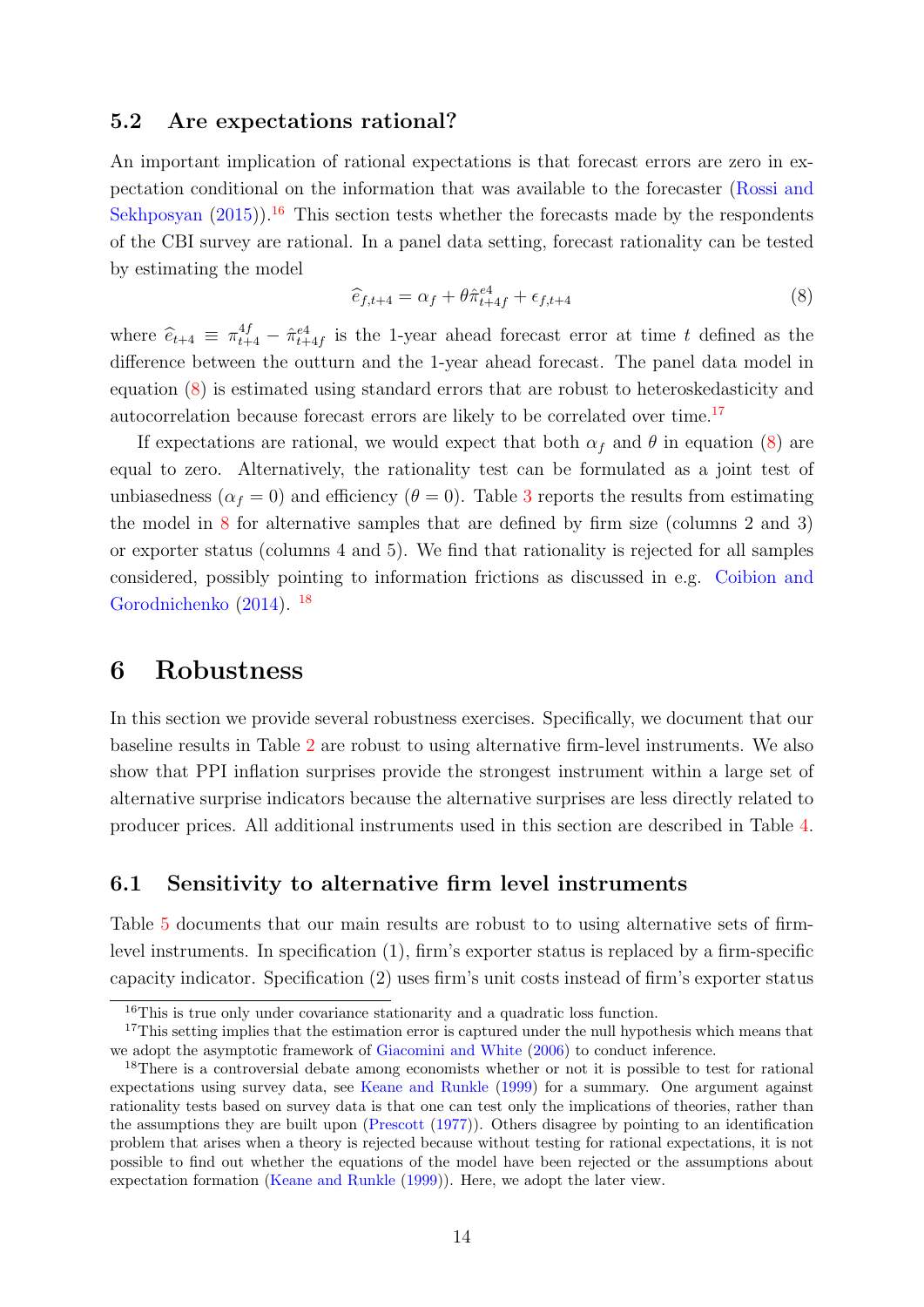### 5.2 Are expectations rational?

An important implication of rational expectations is that forecast errors are zero in expectation conditional on the information that was available to the forecaster (Rossi and Sekhposyan (2015)).[16] This section tests whether the forecasts made by the respondents of the CBI survey are rational. In a panel data setting, forecast rationality can be tested by estimating the model

$$\widehat{e}_{f,t+4} = \alpha_f + \theta \hat{\pi}^{e4}_{t+4f} + \epsilon_{f,t+4} \tag{8}$$

where $\widehat{e}_{t+4} \equiv \pi^{4f}_{t+4} - \hat{\pi}^{e4}_{t+4f}$ is the 1-year ahead forecast error at time $t$ defined as the difference between the outturn and the 1-year ahead forecast. The panel data model in equation (8) is estimated using standard errors that are robust to heteroskedasticity and autocorrelation because forecast errors are likely to be correlated over time.[17]

If expectations are rational, we would expect that both $\alpha_f$ and $\theta$ in equation (8) are equal to zero. Alternatively, the rationality test can be formulated as a joint test of unbiasedness ($\alpha_f = 0$) and efficiency ($\theta = 0$). Table 3 reports the results from estimating the model in 8 for alternative samples that are defined by firm size (columns 2 and 3) or exporter status (columns 4 and 5). We find that rationality is rejected for all samples considered, possibly pointing to information frictions as discussed in e.g. Coibion and Gorodnichenko (2014). [18]

# 6 Robustness

In this section we provide several robustness exercises. Specifically, we document that our baseline results in Table 2 are robust to using alternative firm-level instruments. We also show that PPI inflation surprises provide the strongest instrument within a large set of alternative surprise indicators because the alternative surprises are less directly related to producer prices. All additional instruments used in this section are described in Table 4.

### 6.1 Sensitivity to alternative firm level instruments

Table 5 documents that our main results are robust to to using alternative sets of firm-level instruments. In specification (1), firm's exporter status is replaced by a firm-specific capacity indicator. Specification (2) uses firm's unit costs instead of firm's exporter status

---

[16] This is true only under covariance stationarity and a quadratic loss function.

[17] This setting implies that the estimation error is captured under the null hypothesis which means that we adopt the asymptotic framework of Giacomini and White (2006) to conduct inference.

[18] There is a controversial debate among economists whether or not it is possible to test for rational expectations using survey data, see Keane and Runkle (1999) for a summary. One argument against rationality tests based on survey data is that one can test only the implications of theories, rather than the assumptions they are built upon (Prescott (1977)). Others disagree by pointing to an identification problem that arises when a theory is rejected because without testing for rational expectations, it is not possible to find out whether the equations of the model have been rejected or the assumptions about expectation formation (Keane and Runkle (1999)). Here, we adopt the later view.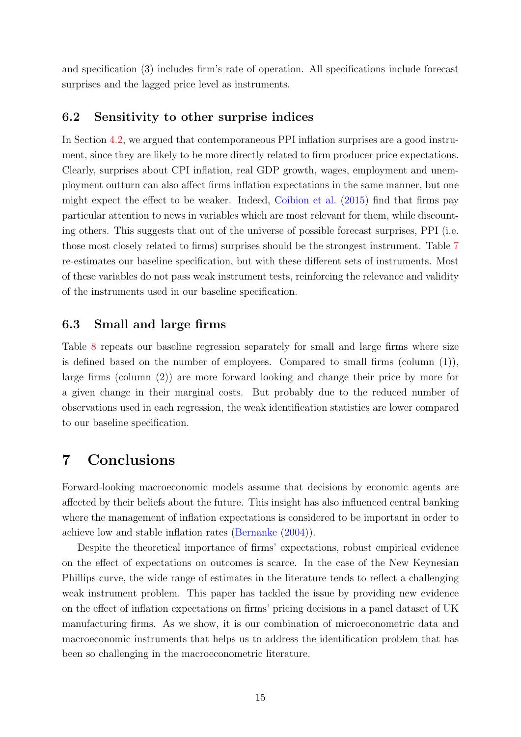and specification (3) includes firm's rate of operation. All specifications include forecast surprises and the lagged price level as instruments.

### 6.2 Sensitivity to other surprise indices

In Section 4.2, we argued that contemporaneous PPI inflation surprises are a good instrument, since they are likely to be more directly related to firm producer price expectations. Clearly, surprises about CPI inflation, real GDP growth, wages, employment and unemployment outturn can also affect firms inflation expectations in the same manner, but one might expect the effect to be weaker. Indeed, Coibion et al. (2015) find that firms pay particular attention to news in variables which are most relevant for them, while discounting others. This suggests that out of the universe of possible forecast surprises, PPI (i.e. those most closely related to firms) surprises should be the strongest instrument. Table 7 re-estimates our baseline specification, but with these different sets of instruments. Most of these variables do not pass weak instrument tests, reinforcing the relevance and validity of the instruments used in our baseline specification.

### 6.3 Small and large firms

Table 8 repeats our baseline regression separately for small and large firms where size is defined based on the number of employees. Compared to small firms (column (1)), large firms (column (2)) are more forward looking and change their price by more for a given change in their marginal costs. But probably due to the reduced number of observations used in each regression, the weak identification statistics are lower compared to our baseline specification.

## 7 Conclusions

Forward-looking macroeconomic models assume that decisions by economic agents are affected by their beliefs about the future. This insight has also influenced central banking where the management of inflation expectations is considered to be important in order to achieve low and stable inflation rates (Bernanke (2004)).

Despite the theoretical importance of firms' expectations, robust empirical evidence on the effect of expectations on outcomes is scarce. In the case of the New Keynesian Phillips curve, the wide range of estimates in the literature tends to reflect a challenging weak instrument problem. This paper has tackled the issue by providing new evidence on the effect of inflation expectations on firms' pricing decisions in a panel dataset of UK manufacturing firms. As we show, it is our combination of microeconometric data and macroeconomic instruments that helps us to address the identification problem that has been so challenging in the macroeconometric literature.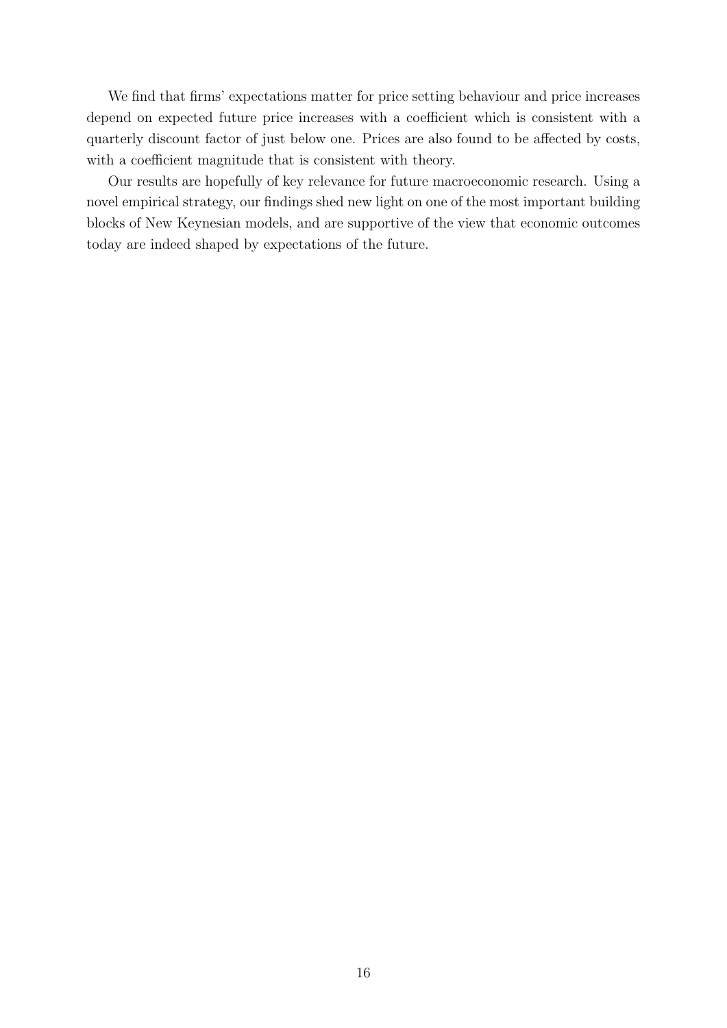We find that firms' expectations matter for price setting behaviour and price increases depend on expected future price increases with a coefficient which is consistent with a quarterly discount factor of just below one. Prices are also found to be affected by costs, with a coefficient magnitude that is consistent with theory.

Our results are hopefully of key relevance for future macroeconomic research. Using a novel empirical strategy, our findings shed new light on one of the most important building blocks of New Keynesian models, and are supportive of the view that economic outcomes today are indeed shaped by expectations of the future.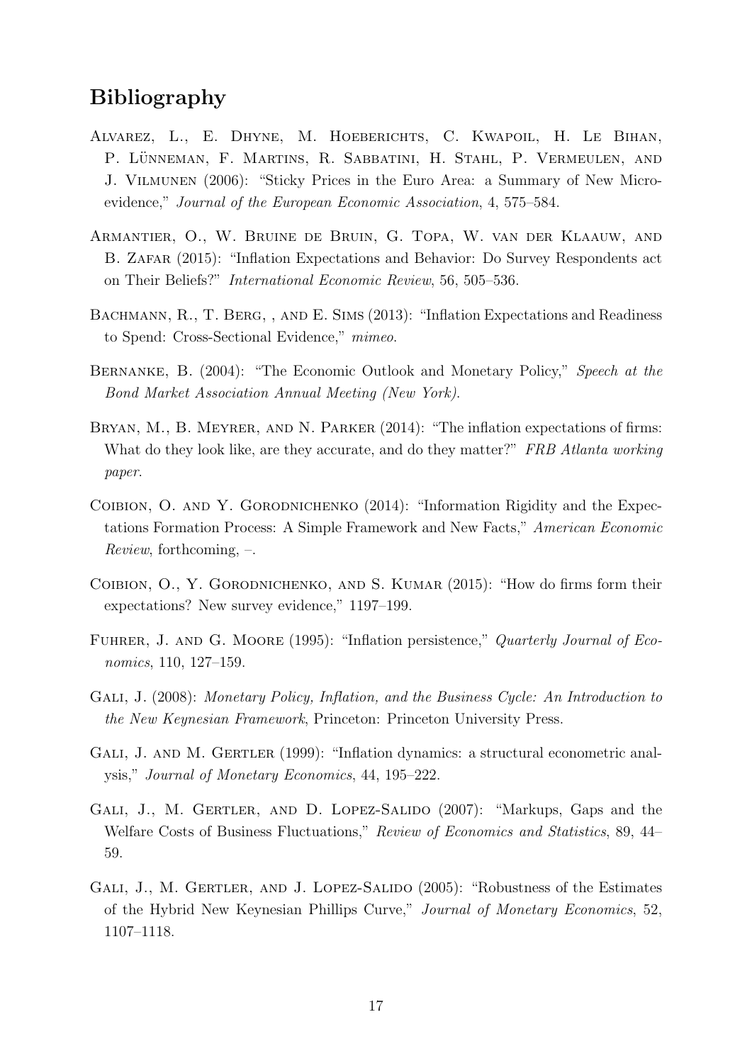# Bibliography

Alvarez, L., E. Dhyne, M. Hoeberichts, C. Kwapoil, H. Le Bihan, P. Lünneman, F. Martins, R. Sabbatini, H. Stahl, P. Vermeulen, and J. Vilmunen (2006): "Sticky Prices in the Euro Area: a Summary of New Micro-evidence," *Journal of the European Economic Association*, 4, 575–584.

Armantier, O., W. Bruine de Bruin, G. Topa, W. van der Klaauw, and B. Zafar (2015): "Inflation Expectations and Behavior: Do Survey Respondents act on Their Beliefs?" *International Economic Review*, 56, 505–536.

Bachmann, R., T. Berg, , and E. Sims (2013): "Inflation Expectations and Readiness to Spend: Cross-Sectional Evidence," *mimeo*.

Bernanke, B. (2004): "The Economic Outlook and Monetary Policy," *Speech at the Bond Market Association Annual Meeting (New York)*.

Bryan, M., B. Meyrer, and N. Parker (2014): "The inflation expectations of firms: What do they look like, are they accurate, and do they matter?" *FRB Atlanta working paper*.

Coibion, O. and Y. Gorodnichenko (2014): "Information Rigidity and the Expectations Formation Process: A Simple Framework and New Facts," *American Economic Review*, forthcoming, –.

Coibion, O., Y. Gorodnichenko, and S. Kumar (2015): "How do firms form their expectations? New survey evidence," 1197–199.

Fuhrer, J. and G. Moore (1995): "Inflation persistence," *Quarterly Journal of Economics*, 110, 127–159.

Gali, J. (2008): *Monetary Policy, Inflation, and the Business Cycle: An Introduction to the New Keynesian Framework*, Princeton: Princeton University Press.

Gali, J. and M. Gertler (1999): "Inflation dynamics: a structural econometric analysis," *Journal of Monetary Economics*, 44, 195–222.

Gali, J., M. Gertler, and D. Lopez-Salido (2007): "Markups, Gaps and the Welfare Costs of Business Fluctuations," *Review of Economics and Statistics*, 89, 44–59.

Gali, J., M. Gertler, and J. Lopez-Salido (2005): "Robustness of the Estimates of the Hybrid New Keynesian Phillips Curve," *Journal of Monetary Economics*, 52, 1107–1118.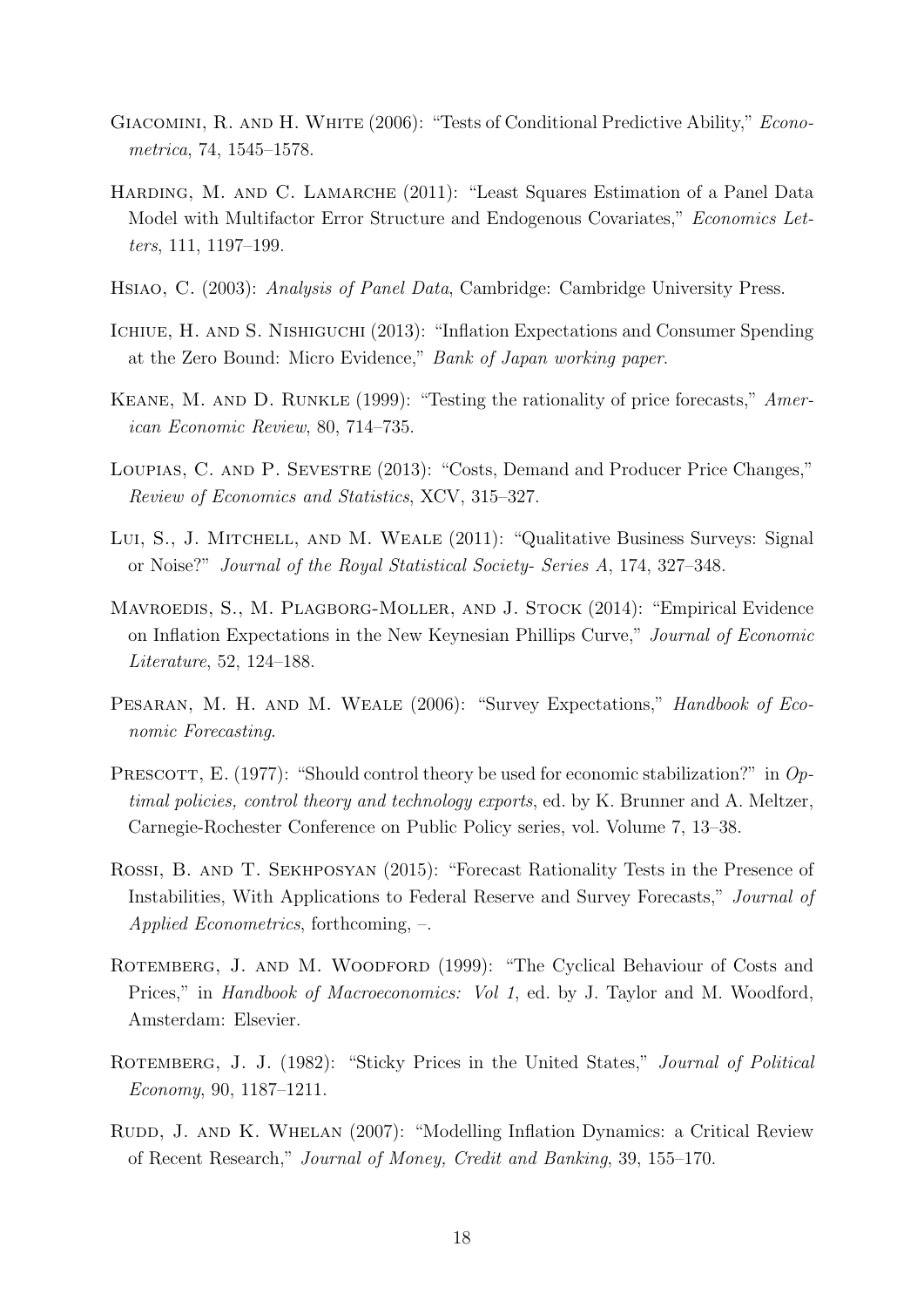Giacomini, R. and H. White (2006): "Tests of Conditional Predictive Ability," *Econometrica*, 74, 1545–1578.

Harding, M. and C. Lamarche (2011): "Least Squares Estimation of a Panel Data Model with Multifactor Error Structure and Endogenous Covariates," *Economics Letters*, 111, 1197–199.

Hsiao, C. (2003): *Analysis of Panel Data*, Cambridge: Cambridge University Press.

Ichiue, H. and S. Nishiguchi (2013): "Inflation Expectations and Consumer Spending at the Zero Bound: Micro Evidence," *Bank of Japan working paper.*

Keane, M. and D. Runkle (1999): "Testing the rationality of price forecasts," *American Economic Review*, 80, 714–735.

Loupias, C. and P. Sevestre (2013): "Costs, Demand and Producer Price Changes," *Review of Economics and Statistics*, XCV, 315–327.

Lui, S., J. Mitchell, and M. Weale (2011): "Qualitative Business Surveys: Signal or Noise?" *Journal of the Royal Statistical Society- Series A*, 174, 327–348.

Mavroedis, S., M. Plagborg-Moller, and J. Stock (2014): "Empirical Evidence on Inflation Expectations in the New Keynesian Phillips Curve," *Journal of Economic Literature*, 52, 124–188.

Pesaran, M. H. and M. Weale (2006): "Survey Expectations," *Handbook of Economic Forecasting*.

Prescott, E. (1977): "Should control theory be used for economic stabilization?" in *Optimal policies, control theory and technology exports*, ed. by K. Brunner and A. Meltzer, Carnegie-Rochester Conference on Public Policy series, vol. Volume 7, 13–38.

Rossi, B. and T. Sekhposyan (2015): "Forecast Rationality Tests in the Presence of Instabilities, With Applications to Federal Reserve and Survey Forecasts," *Journal of Applied Econometrics*, forthcoming, –.

Rotemberg, J. and M. Woodford (1999): "The Cyclical Behaviour of Costs and Prices," in *Handbook of Macroeconomics: Vol 1*, ed. by J. Taylor and M. Woodford, Amsterdam: Elsevier.

Rotemberg, J. J. (1982): "Sticky Prices in the United States," *Journal of Political Economy*, 90, 1187–1211.

Rudd, J. and K. Whelan (2007): "Modelling Inflation Dynamics: a Critical Review of Recent Research," *Journal of Money, Credit and Banking*, 39, 155–170.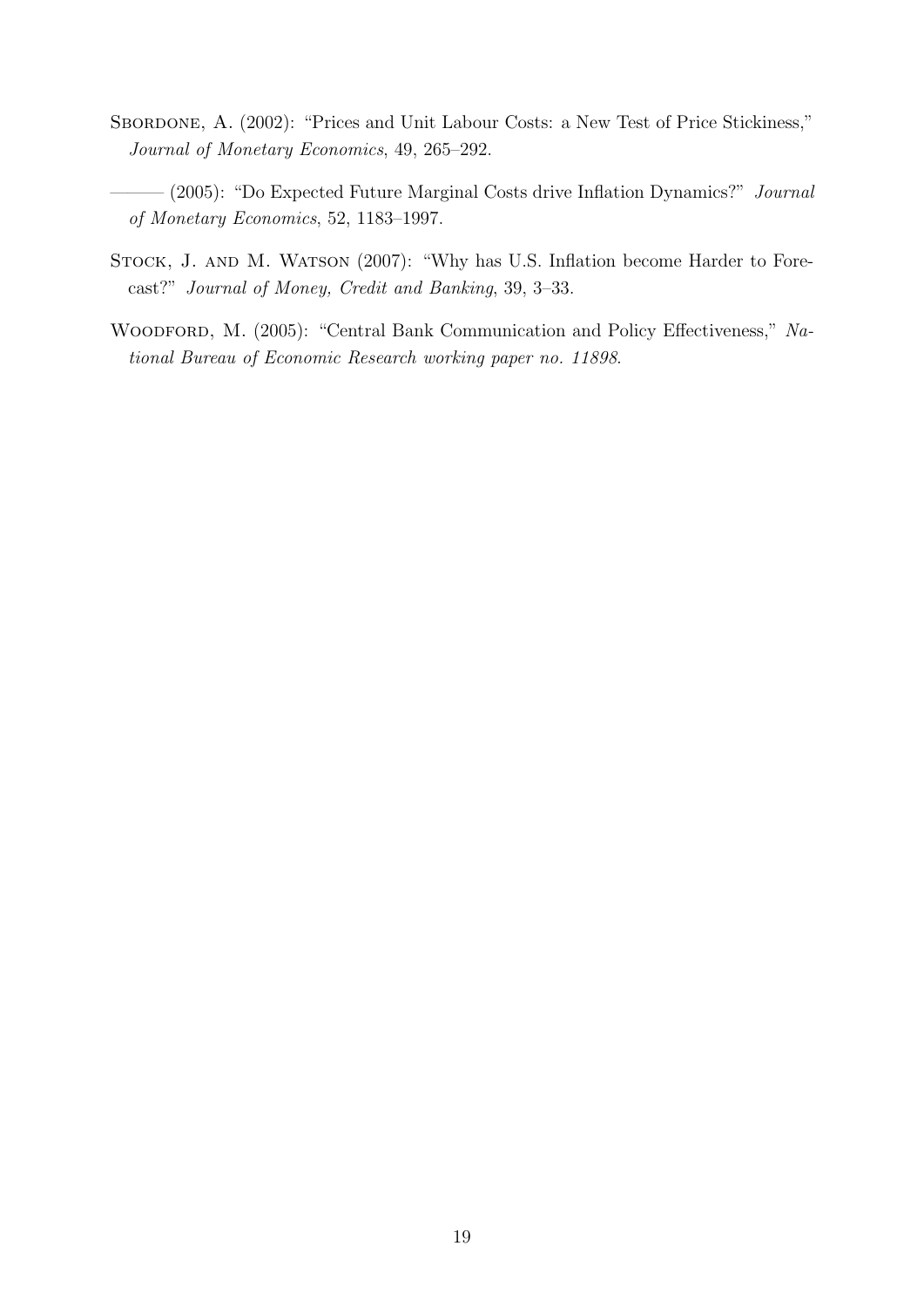Sbordone, A. (2002): "Prices and Unit Labour Costs: a New Test of Price Stickiness," *Journal of Monetary Economics*, 49, 265–292.

——— (2005): "Do Expected Future Marginal Costs drive Inflation Dynamics?" *Journal of Monetary Economics*, 52, 1183–1997.

Stock, J. and M. Watson (2007): "Why has U.S. Inflation become Harder to Forecast?" *Journal of Money, Credit and Banking*, 39, 3–33.

Woodford, M. (2005): "Central Bank Communication and Policy Effectiveness," *National Bureau of Economic Research working paper no. 11898*.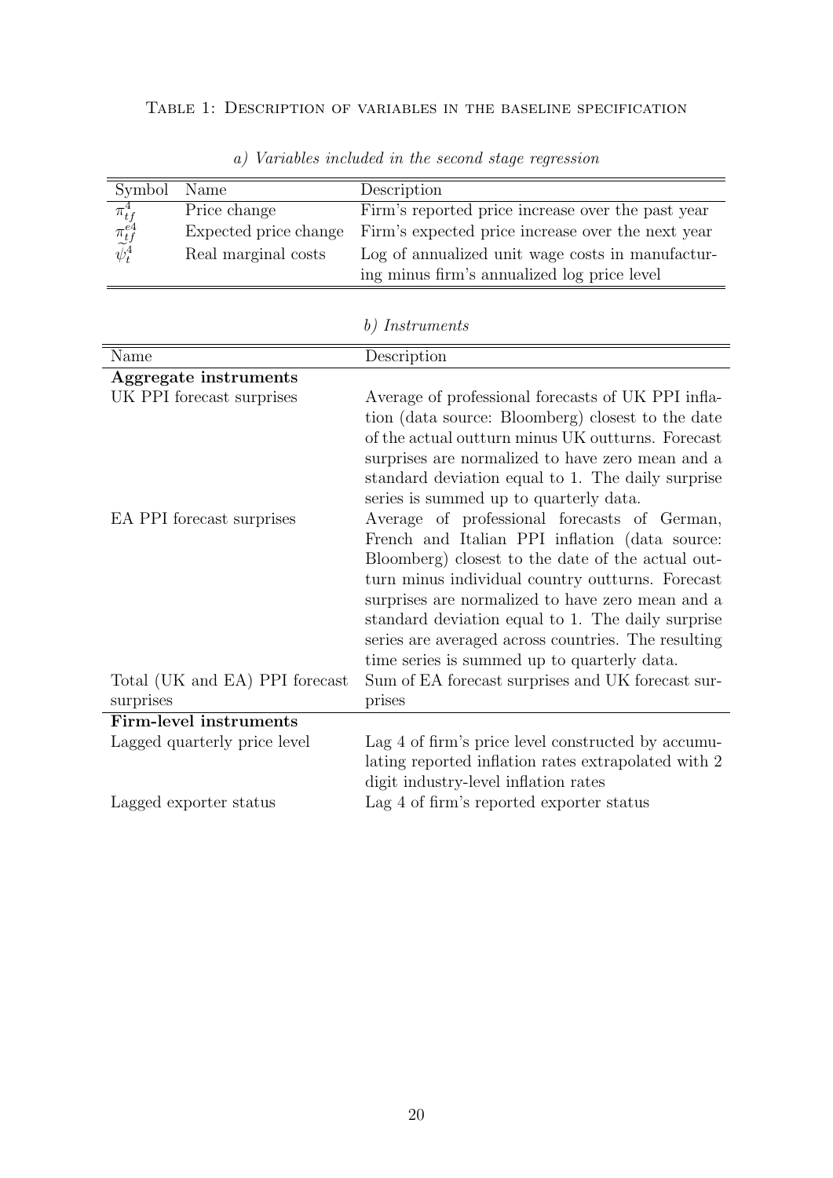Table 1: Description of variables in the baseline specification

*a) Variables included in the second stage regression*

| Symbol | Name | Description |
|---|---|---|
| $\pi_{tf}^{4}$ | Price change | Firm's reported price increase over the past year |
| $\pi_{tf}^{e4}$ | Expected price change | Firm's expected price increase over the next year |
| $\widetilde{\psi}_{t}^{4}$ | Real marginal costs | Log of annualized unit wage costs in manufacturing minus firm's annualized log price level |

*b) Instruments*

| Name | Description |
|---|---|
| **Aggregate instruments** | |
| UK PPI forecast surprises | Average of professional forecasts of UK PPI inflation (data source: Bloomberg) closest to the date of the actual outturn minus UK outturns. Forecast surprises are normalized to have zero mean and a standard deviation equal to 1. The daily surprise series is summed up to quarterly data. |
| EA PPI forecast surprises | Average of professional forecasts of German, French and Italian PPI inflation (data source: Bloomberg) closest to the date of the actual outturn minus individual country outturns. Forecast surprises are normalized to have zero mean and a standard deviation equal to 1. The daily surprise series are averaged across countries. The resulting time series is summed up to quarterly data. |
| Total (UK and EA) PPI forecast surprises | Sum of EA forecast surprises and UK forecast surprises |
| **Firm-level instruments** | |
| Lagged quarterly price level | Lag 4 of firm's price level constructed by accumulating reported inflation rates extrapolated with 2 digit industry-level inflation rates |
| Lagged exporter status | Lag 4 of firm's reported exporter status |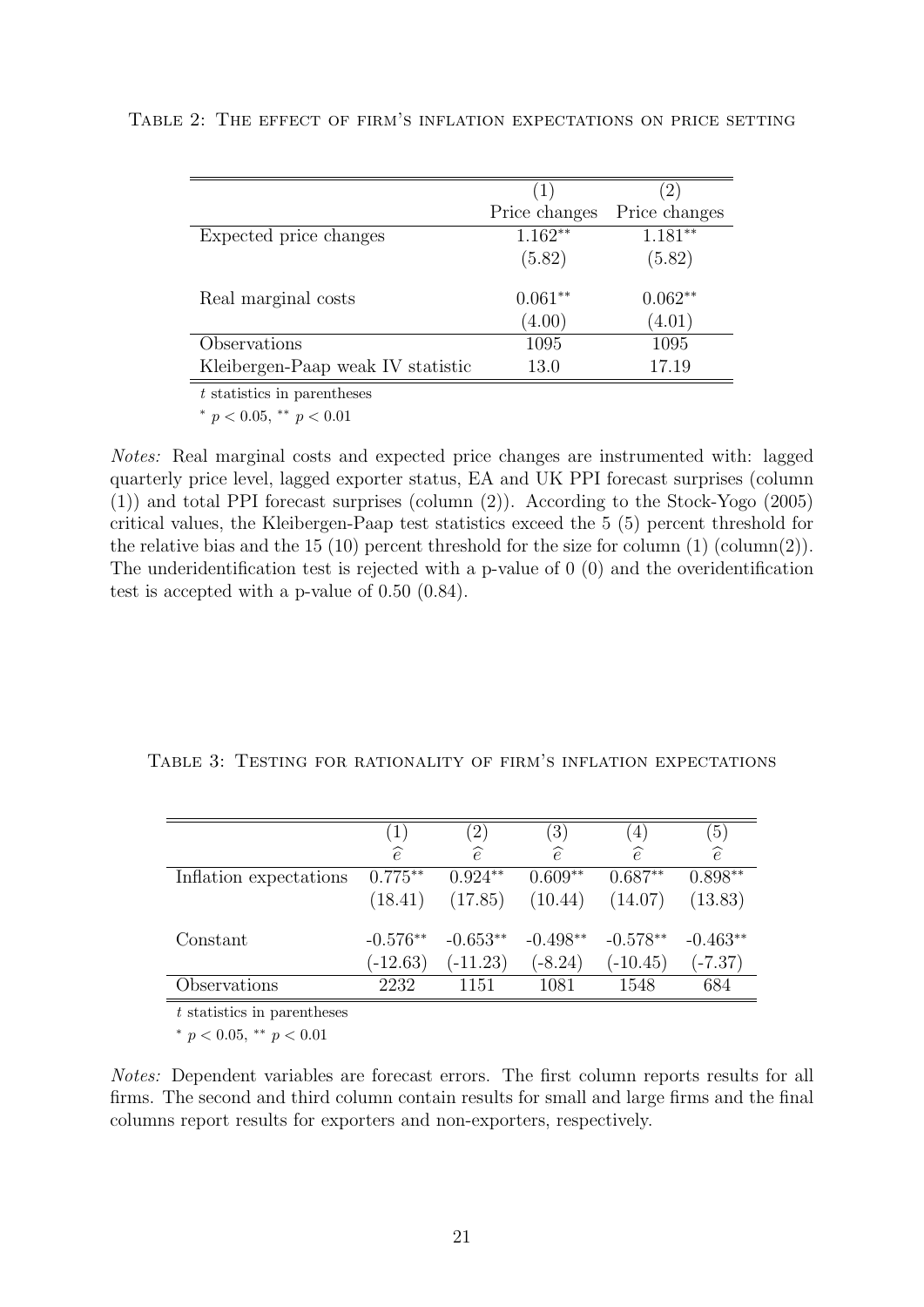Table 2: The effect of firm's inflation expectations on price setting

| | (1) | (2) |
|---|---|---|
| | Price changes | Price changes |
| Expected price changes | 1.162** | 1.181** |
| | (5.82) | (5.82) |
| Real marginal costs | 0.061** | 0.062** |
| | (4.00) | (4.01) |
| Observations | 1095 | 1095 |
| Kleibergen-Paap weak IV statistic | 13.0 | 17.19 |

$t$ statistics in parentheses

* $p < 0.05$, ** $p < 0.01$

*Notes:* Real marginal costs and expected price changes are instrumented with: lagged quarterly price level, lagged exporter status, EA and UK PPI forecast surprises (column (1)) and total PPI forecast surprises (column (2)). According to the Stock-Yogo (2005) critical values, the Kleibergen-Paap test statistics exceed the 5 (5) percent threshold for the relative bias and the 15 (10) percent threshold for the size for column (1) (column(2)). The underidentification test is rejected with a p-value of 0 (0) and the overidentification test is accepted with a p-value of 0.50 (0.84).

Table 3: Testing for rationality of firm's inflation expectations

| | (1) | (2) | (3) | (4) | (5) |
|---|---|---|---|---|---|
| | $\widehat{e}$ | $\widehat{e}$ | $\widehat{e}$ | $\widehat{e}$ | $\widehat{e}$ |
| Inflation expectations | 0.775** | 0.924** | 0.609** | 0.687** | 0.898** |
| | (18.41) | (17.85) | (10.44) | (14.07) | (13.83) |
| Constant | -0.576** | -0.653** | -0.498** | -0.578** | -0.463** |
| | (-12.63) | (-11.23) | (-8.24) | (-10.45) | (-7.37) |
| Observations | 2232 | 1151 | 1081 | 1548 | 684 |

$t$ statistics in parentheses

* $p < 0.05$, ** $p < 0.01$

*Notes:* Dependent variables are forecast errors. The first column reports results for all firms. The second and third column contain results for small and large firms and the final columns report results for exporters and non-exporters, respectively.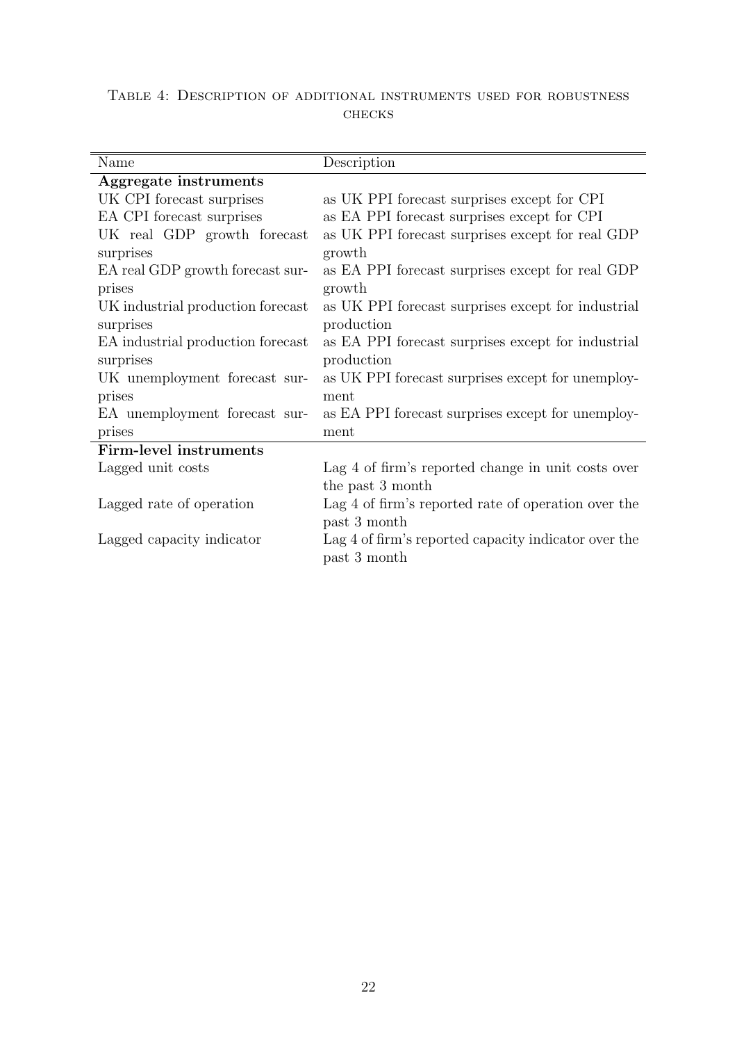Table 4: Description of additional instruments used for robustness checks

| Name | Description |
|---|---|
| **Aggregate instruments** | |
| UK CPI forecast surprises | as UK PPI forecast surprises except for CPI |
| EA CPI forecast surprises | as EA PPI forecast surprises except for CPI |
| UK real GDP growth forecast surprises | as UK PPI forecast surprises except for real GDP growth |
| EA real GDP growth forecast surprises | as EA PPI forecast surprises except for real GDP growth |
| UK industrial production forecast surprises | as UK PPI forecast surprises except for industrial production |
| EA industrial production forecast surprises | as EA PPI forecast surprises except for industrial production |
| UK unemployment forecast surprises | as UK PPI forecast surprises except for unemployment |
| EA unemployment forecast surprises | as EA PPI forecast surprises except for unemployment |
| **Firm-level instruments** | |
| Lagged unit costs | Lag 4 of firm's reported change in unit costs over the past 3 month |
| Lagged rate of operation | Lag 4 of firm's reported rate of operation over the past 3 month |
| Lagged capacity indicator | Lag 4 of firm's reported capacity indicator over the past 3 month |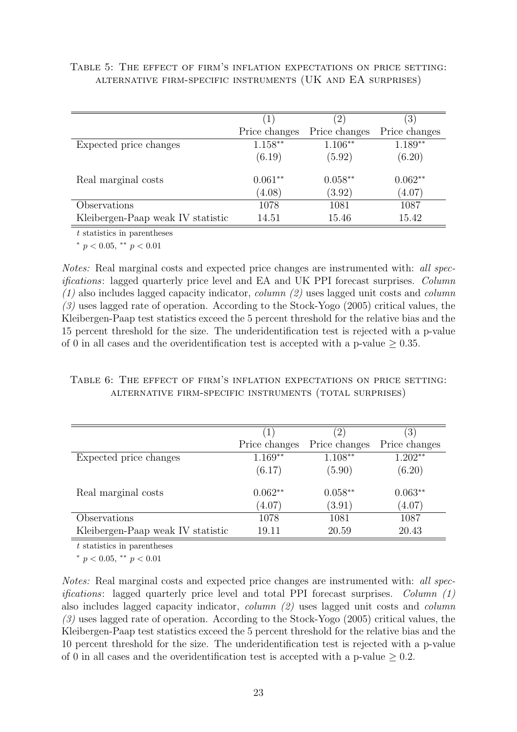Table 5: The effect of firm's inflation expectations on price setting: alternative firm-specific instruments (UK and EA surprises)

| | (1) | (2) | (3) |
|---|---|---|---|
| | Price changes | Price changes | Price changes |
| Expected price changes | $1.158^{**}$ | $1.106^{**}$ | $1.189^{**}$ |
| | (6.19) | (5.92) | (6.20) |
| Real marginal costs | $0.061^{**}$ | $0.058^{**}$ | $0.062^{**}$ |
| | (4.08) | (3.92) | (4.07) |
| Observations | 1078 | 1081 | 1087 |
| Kleibergen-Paap weak IV statistic | 14.51 | 15.46 | 15.42 |

$t$ statistics in parentheses

$^{*}$ $p < 0.05$, $^{**}$ $p < 0.01$

*Notes:* Real marginal costs and expected price changes are instrumented with: *all specifications*: lagged quarterly price level and EA and UK PPI forecast surprises. *Column (1)* also includes lagged capacity indicator, *column (2)* uses lagged unit costs and *column (3)* uses lagged rate of operation. According to the Stock-Yogo (2005) critical values, the Kleibergen-Paap test statistics exceed the 5 percent threshold for the relative bias and the 15 percent threshold for the size. The underidentification test is rejected with a p-value of 0 in all cases and the overidentification test is accepted with a p-value $\geq 0.35$.

Table 6: The effect of firm's inflation expectations on price setting: alternative firm-specific instruments (total surprises)

| | (1) | (2) | (3) |
|---|---|---|---|
| | Price changes | Price changes | Price changes |
| Expected price changes | $1.169^{**}$ | $1.108^{**}$ | $1.202^{**}$ |
| | (6.17) | (5.90) | (6.20) |
| Real marginal costs | $0.062^{**}$ | $0.058^{**}$ | $0.063^{**}$ |
| | (4.07) | (3.91) | (4.07) |
| Observations | 1078 | 1081 | 1087 |
| Kleibergen-Paap weak IV statistic | 19.11 | 20.59 | 20.43 |

$t$ statistics in parentheses

$^{*}$ $p < 0.05$, $^{**}$ $p < 0.01$

*Notes:* Real marginal costs and expected price changes are instrumented with: *all specifications*: lagged quarterly price level and total PPI forecast surprises. *Column (1)* also includes lagged capacity indicator, *column (2)* uses lagged unit costs and *column (3)* uses lagged rate of operation. According to the Stock-Yogo (2005) critical values, the Kleibergen-Paap test statistics exceed the 5 percent threshold for the relative bias and the 10 percent threshold for the size. The underidentification test is rejected with a p-value of 0 in all cases and the overidentification test is accepted with a p-value $\geq 0.2$.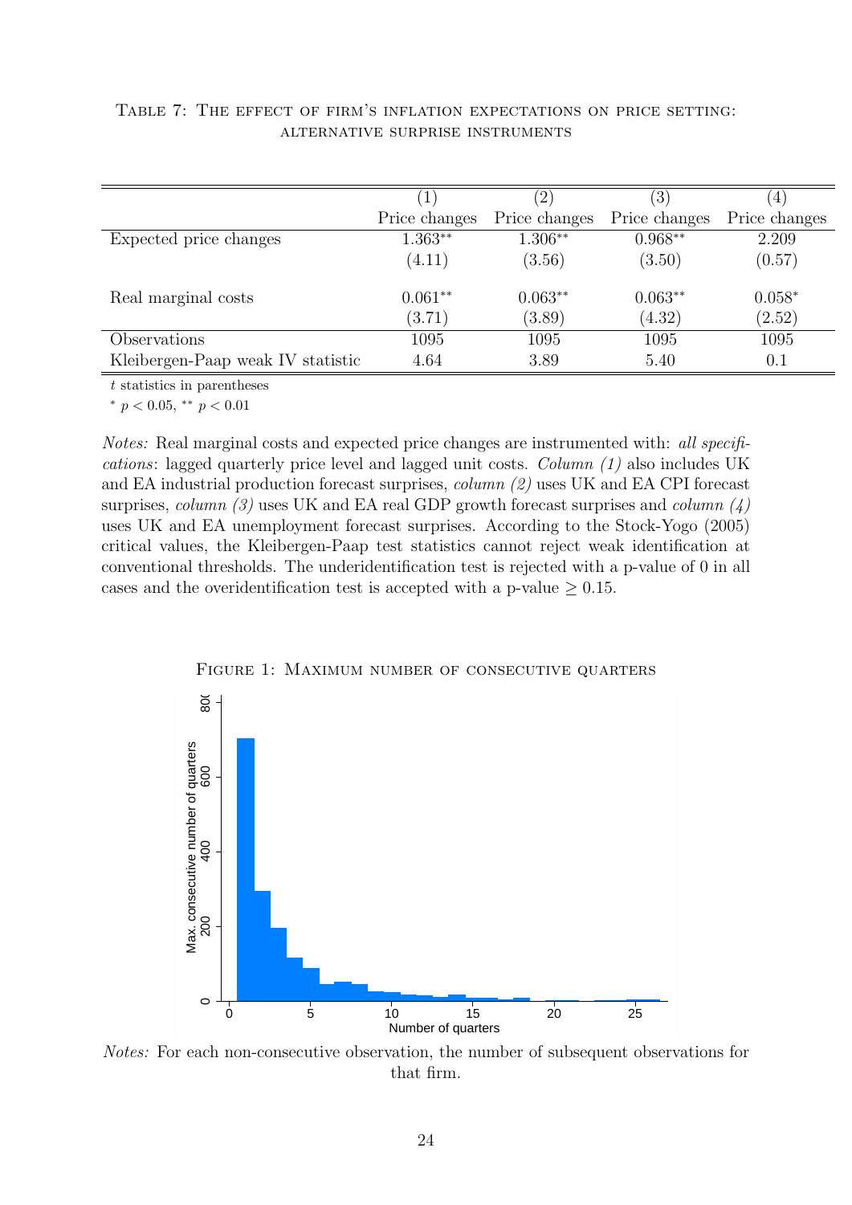Table 7: The effect of firm's inflation expectations on price setting: alternative surprise instruments

| | (1) | (2) | (3) | (4) |
|---|---|---|---|---|
| | Price changes | Price changes | Price changes | Price changes |
| Expected price changes | 1.363** | 1.306** | 0.968** | 2.209 |
| | (4.11) | (3.56) | (3.50) | (0.57) |
| Real marginal costs | 0.061** | 0.063** | 0.063** | 0.058* |
| | (3.71) | (3.89) | (4.32) | (2.52) |
| Observations | 1095 | 1095 | 1095 | 1095 |
| Kleibergen-Paap weak IV statistic | 4.64 | 3.89 | 5.40 | 0.1 |

$t$ statistics in parentheses

* $p < 0.05$, ** $p < 0.01$

*Notes:* Real marginal costs and expected price changes are instrumented with: *all specifications*: lagged quarterly price level and lagged unit costs. *Column (1)* also includes UK and EA industrial production forecast surprises, *column (2)* uses UK and EA CPI forecast surprises, *column (3)* uses UK and EA real GDP growth forecast surprises and *column (4)* uses UK and EA unemployment forecast surprises. According to the Stock-Yogo (2005) critical values, the Kleibergen-Paap test statistics cannot reject weak identification at conventional thresholds. The underidentification test is rejected with a p-value of 0 in all cases and the overidentification test is accepted with a p-value $\geq 0.15$.

Figure 1: Maximum number of consecutive quarters

*Notes:* For each non-consecutive observation, the number of subsequent observations for that firm.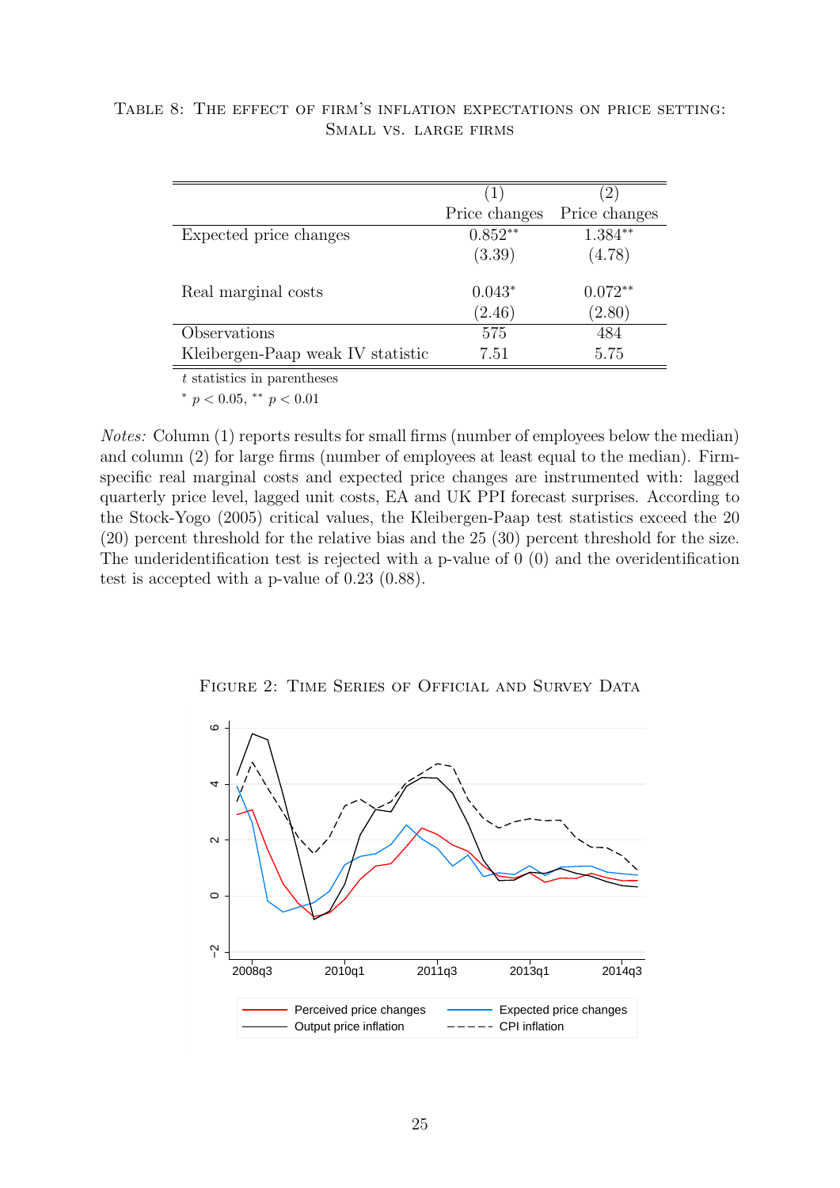Table 8: The effect of firm's inflation expectations on price setting: Small vs. large firms

| | (1) | (2) |
|---|---|---|
| | Price changes | Price changes |
| Expected price changes | 0.852** | 1.384** |
| | (3.39) | (4.78) |
| Real marginal costs | 0.043* | 0.072** |
| | (2.46) | (2.80) |
| Observations | 575 | 484 |
| Kleibergen-Paap weak IV statistic | 7.51 | 5.75 |

$t$ statistics in parentheses

$^{*}$ $p < 0.05$, $^{**}$ $p < 0.01$

*Notes:* Column (1) reports results for small firms (number of employees below the median) and column (2) for large firms (number of employees at least equal to the median). Firm-specific real marginal costs and expected price changes are instrumented with: lagged quarterly price level, lagged unit costs, EA and UK PPI forecast surprises. According to the Stock-Yogo (2005) critical values, the Kleibergen-Paap test statistics exceed the 20 (20) percent threshold for the relative bias and the 25 (30) percent threshold for the size. The underidentification test is rejected with a p-value of 0 (0) and the overidentification test is accepted with a p-value of 0.23 (0.88).

Figure 2: Time Series of Official and Survey Data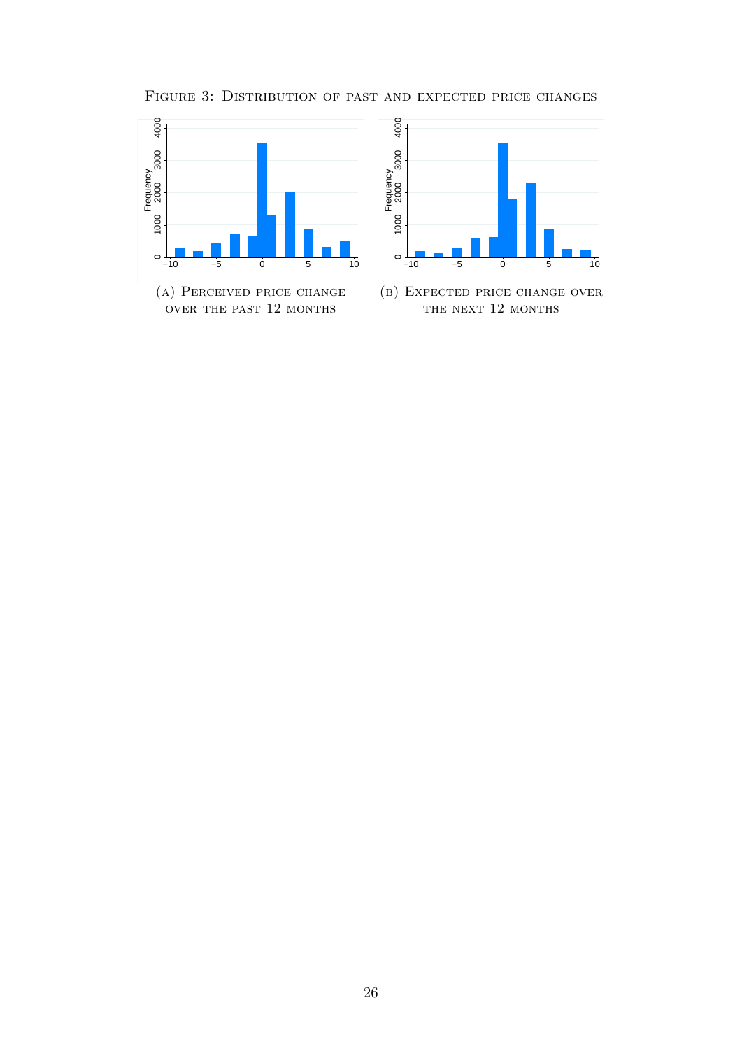Figure 3: Distribution of past and expected price changes

(a) Perceived price change over the past 12 months

(b) Expected price change over the next 12 months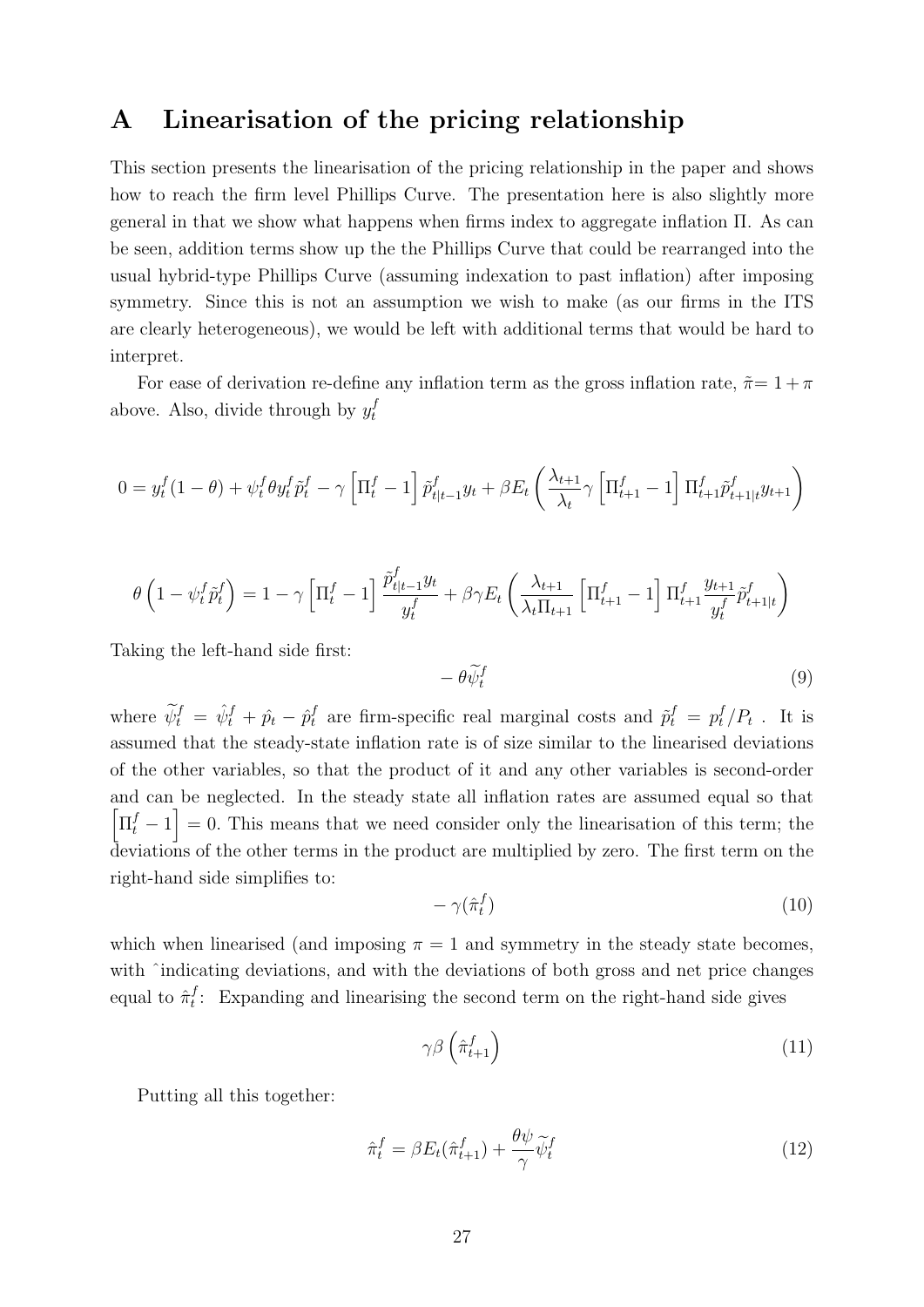# A Linearisation of the pricing relationship

This section presents the linearisation of the pricing relationship in the paper and shows how to reach the firm level Phillips Curve. The presentation here is also slightly more general in that we show what happens when firms index to aggregate inflation Π. As can be seen, addition terms show up the the Phillips Curve that could be rearranged into the usual hybrid-type Phillips Curve (assuming indexation to past inflation) after imposing symmetry. Since this is not an assumption we wish to make (as our firms in the ITS are clearly heterogeneous), we would be left with additional terms that would be hard to interpret.

For ease of derivation re-define any inflation term as the gross inflation rate, $\tilde{\pi}= 1+\pi$ above. Also, divide through by $y_t^f$

$$0 = y_t^f(1-\theta) + \psi_t^f \theta y_t^f \tilde{p}_t^f - \gamma \left[\Pi_t^f - 1\right] \tilde{p}_{t|t-1}^f y_t + \beta E_t \left( \frac{\lambda_{t+1}}{\lambda_t} \gamma \left[\Pi_{t+1}^f - 1\right] \Pi_{t+1}^f \tilde{p}_{t+1|t}^f y_{t+1} \right)$$

$$\theta\left(1 - \psi_t^f \tilde{p}_t^f\right) = 1 - \gamma \left[\Pi_t^f - 1\right] \frac{\tilde{p}_{t|t-1}^f y_t}{y_t^f} + \beta \gamma E_t \left( \frac{\lambda_{t+1}}{\lambda_t \Pi_{t+1}} \left[\Pi_{t+1}^f - 1\right] \Pi_{t+1}^f \frac{y_{t+1}}{y_t^f} \tilde{p}_{t+1|t}^f \right)$$

Taking the left-hand side first:

$$-\theta \widetilde{\psi}_t^f \tag{9}$$

where $\widetilde{\psi}_t^f = \hat{\psi}_t^f + \hat{p}_t - \hat{p}_t^f$ are firm-specific real marginal costs and $\tilde{p}_t^f = p_t^f / P_t$ . It is assumed that the steady-state inflation rate is of size similar to the linearised deviations of the other variables, so that the product of it and any other variables is second-order and can be neglected. In the steady state all inflation rates are assumed equal so that $\left[\Pi_t^f - 1\right] = 0$. This means that we need consider only the linearisation of this term; the deviations of the other terms in the product are multiplied by zero. The first term on the right-hand side simplifies to:

$$-\gamma(\hat{\pi}_t^f) \tag{10}$$

which when linearised (and imposing $\pi = 1$ and symmetry in the steady state becomes, with ˆindicating deviations, and with the deviations of both gross and net price changes equal to $\hat{\pi}_t^f$: Expanding and linearising the second term on the right-hand side gives

$$\gamma\beta\left(\hat{\pi}_{t+1}^f\right) \tag{11}$$

Putting all this together:

$$\hat{\pi}_t^f = \beta E_t(\hat{\pi}_{t+1}^f) + \frac{\theta\psi}{\gamma} \widetilde{\psi}_t^f \tag{12}$$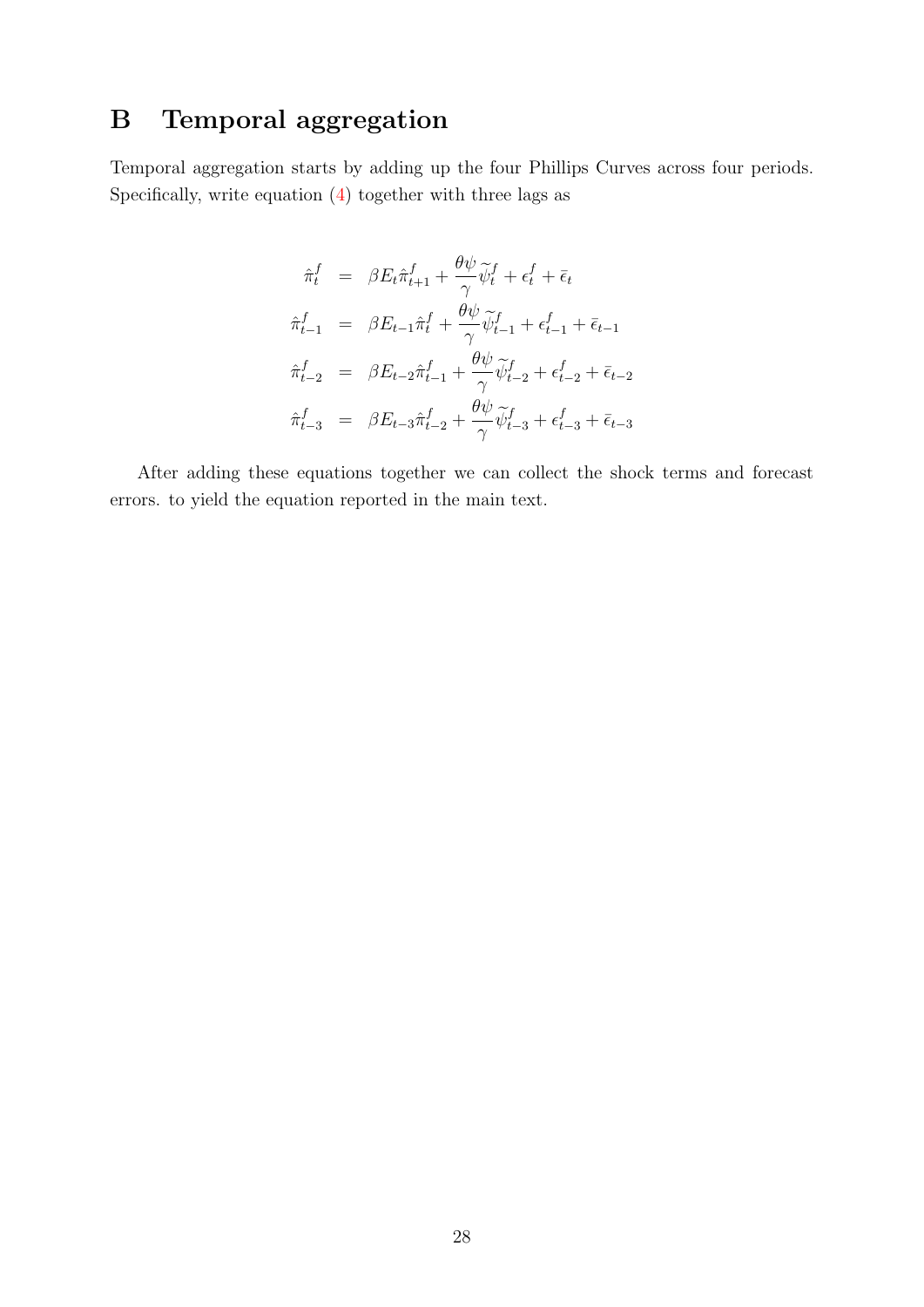# B Temporal aggregation

Temporal aggregation starts by adding up the four Phillips Curves across four periods. Specifically, write equation (4) together with three lags as

$$
\begin{aligned}
\hat{\pi}_t^f &= \beta E_t \hat{\pi}_{t+1}^f + \frac{\theta\psi}{\gamma} \widetilde{\psi}_t^f + \epsilon_t^f + \bar{\epsilon}_t \\
\hat{\pi}_{t-1}^f &= \beta E_{t-1} \hat{\pi}_t^f + \frac{\theta\psi}{\gamma} \widetilde{\psi}_{t-1}^f + \epsilon_{t-1}^f + \bar{\epsilon}_{t-1} \\
\hat{\pi}_{t-2}^f &= \beta E_{t-2} \hat{\pi}_{t-1}^f + \frac{\theta\psi}{\gamma} \widetilde{\psi}_{t-2}^f + \epsilon_{t-2}^f + \bar{\epsilon}_{t-2} \\
\hat{\pi}_{t-3}^f &= \beta E_{t-3} \hat{\pi}_{t-2}^f + \frac{\theta\psi}{\gamma} \widetilde{\psi}_{t-3}^f + \epsilon_{t-3}^f + \bar{\epsilon}_{t-3}
\end{aligned}
$$

After adding these equations together we can collect the shock terms and forecast errors. to yield the equation reported in the main text.